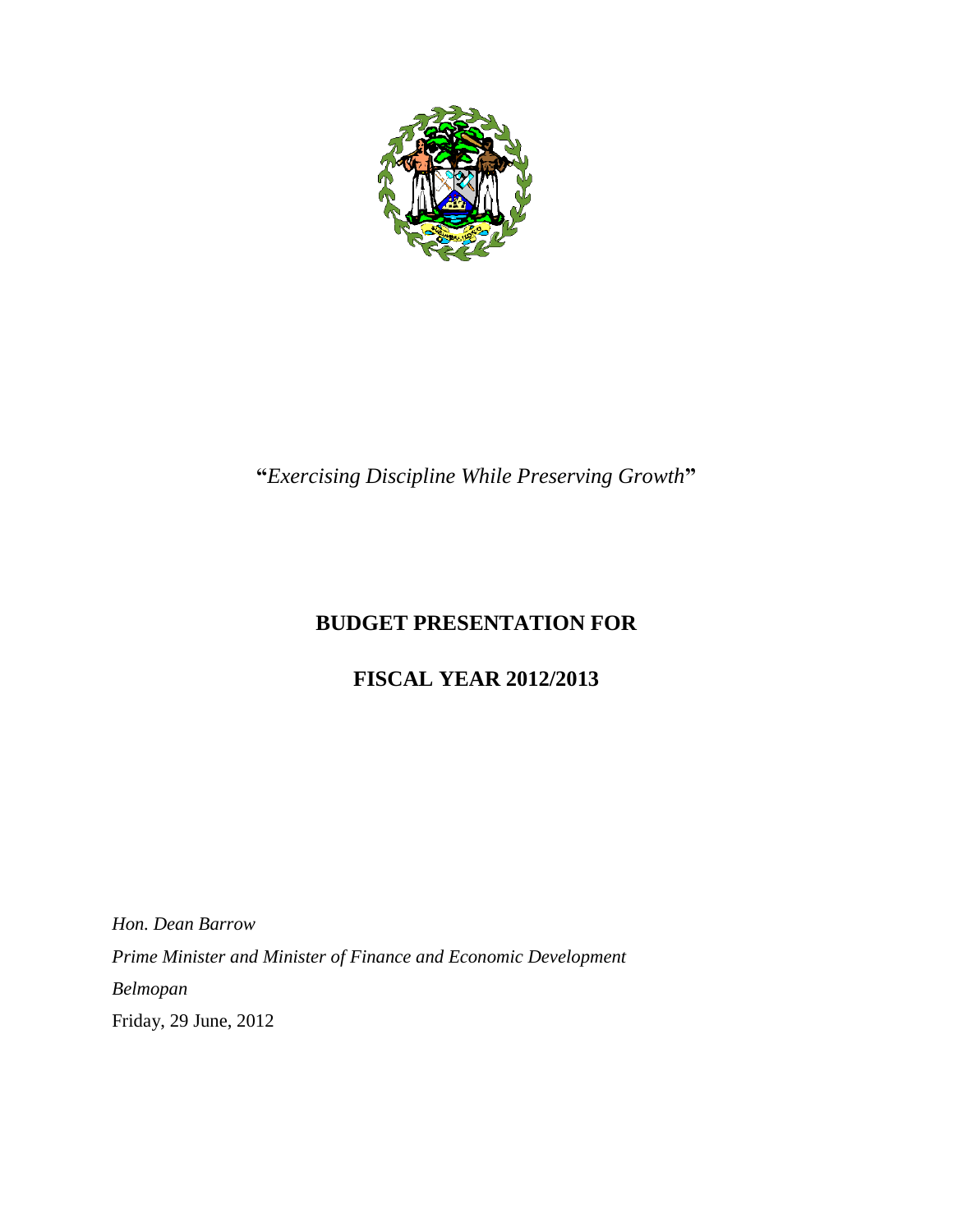"*Exercising Discipline While Preserving Growth*"

# BUDGET PRESENTATION FOR

# FISCAL YEAR 2012/2013

*Hon. Dean Barrow*

*Prime Minister and Minister of Finance and Economic Development*

*Belmopan*

Friday, 29 June, 2012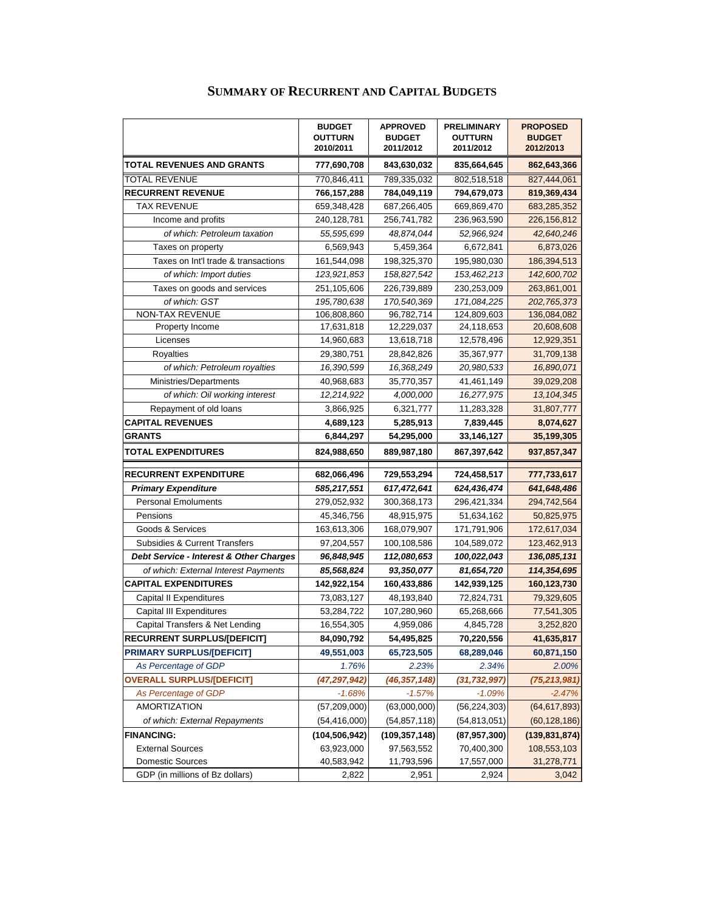# Summary of Recurrent and Capital Budgets

| | BUDGET OUTTURN 2010/2011 | APPROVED BUDGET 2011/2012 | PRELIMINARY OUTTURN 2011/2012 | PROPOSED BUDGET 2012/2013 |
|---|---|---|---|---|
| **TOTAL REVENUES AND GRANTS** | **777,690,708** | **843,630,032** | **835,664,645** | **862,643,366** |
| TOTAL REVENUE | 770,846,411 | 789,335,032 | 802,518,518 | 827,444,061 |
| **RECURRENT REVENUE** | **766,157,288** | **784,049,119** | **794,679,073** | **819,369,434** |
| TAX REVENUE | 659,348,428 | 687,266,405 | 669,869,470 | 683,285,352 |
| Income and profits | 240,128,781 | 256,741,782 | 236,963,590 | 226,156,812 |
| *of which: Petroleum taxation* | *55,595,699* | *48,874,044* | *52,966,924* | *42,640,246* |
| Taxes on property | 6,569,943 | 5,459,364 | 6,672,841 | 6,873,026 |
| Taxes on Int'l trade & transactions | 161,544,098 | 198,325,370 | 195,980,030 | 186,394,513 |
| *of which: Import duties* | *123,921,853* | *158,827,542* | *153,462,213* | *142,600,702* |
| Taxes on goods and services | 251,105,606 | 226,739,889 | 230,253,009 | 263,861,001 |
| *of which: GST* | *195,780,638* | *170,540,369* | *171,084,225* | *202,765,373* |
| NON-TAX REVENUE | 106,808,860 | 96,782,714 | 124,809,603 | 136,084,082 |
| Property Income | 17,631,818 | 12,229,037 | 24,118,653 | 20,608,608 |
| Licenses | 14,960,683 | 13,618,718 | 12,578,496 | 12,929,351 |
| Royalties | 29,380,751 | 28,842,826 | 35,367,977 | 31,709,138 |
| *of which: Petroleum royalties* | *16,390,599* | *16,368,249* | *20,980,533* | *16,890,071* |
| Ministries/Departments | 40,968,683 | 35,770,357 | 41,461,149 | 39,029,208 |
| *of which: Oil working interest* | *12,214,922* | *4,000,000* | *16,277,975* | *13,104,345* |
| Repayment of old loans | 3,866,925 | 6,321,777 | 11,283,328 | 31,807,777 |
| **CAPITAL REVENUES** | **4,689,123** | **5,285,913** | **7,839,445** | **8,074,627** |
| **GRANTS** | **6,844,297** | **54,295,000** | **33,146,127** | **35,199,305** |
| **TOTAL EXPENDITURES** | **824,988,650** | **889,987,180** | **867,397,642** | **937,857,347** |
| **RECURRENT EXPENDITURE** | **682,066,496** | **729,553,294** | **724,458,517** | **777,733,617** |
| ***Primary Expenditure*** | ***585,217,551*** | ***617,472,641*** | ***624,436,474*** | ***641,648,486*** |
| Personal Emoluments | 279,052,932 | 300,368,173 | 296,421,334 | 294,742,564 |
| Pensions | 45,346,756 | 48,915,975 | 51,634,162 | 50,825,975 |
| Goods & Services | 163,613,306 | 168,079,907 | 171,791,906 | 172,617,034 |
| Subsidies & Current Transfers | 97,204,557 | 100,108,586 | 104,589,072 | 123,462,913 |
| ***Debt Service - Interest & Other Charges*** | ***96,848,945*** | ***112,080,653*** | ***100,022,043*** | ***136,085,131*** |
| *of which: External Interest Payments* | ***85,568,824*** | ***93,350,077*** | ***81,654,720*** | ***114,354,695*** |
| **CAPITAL EXPENDITURES** | **142,922,154** | **160,433,886** | **142,939,125** | **160,123,730** |
| Capital II Expenditures | 73,083,127 | 48,193,840 | 72,824,731 | 79,329,605 |
| Capital III Expenditures | 53,284,722 | 107,280,960 | 65,268,666 | 77,541,305 |
| Capital Transfers & Net Lending | 16,554,305 | 4,959,086 | 4,845,728 | 3,252,820 |
| **RECURRENT SURPLUS/[DEFICIT]** | **84,090,792** | **54,495,825** | **70,220,556** | **41,635,817** |
| **PRIMARY SURPLUS/[DEFICIT]** | **49,551,003** | **65,723,505** | **68,289,046** | **60,871,150** |
| *As Percentage of GDP* | *1.76%* | *2.23%* | *2.34%* | *2.00%* |
| **OVERALL SURPLUS/[DEFICIT]** | ***(47,297,942)*** | ***(46,357,148)*** | ***(31,732,997)*** | ***(75,213,981)*** |
| *As Percentage of GDP* | *-1.68%* | *-1.57%* | *-1.09%* | *-2.47%* |
| AMORTIZATION | (57,209,000) | (63,000,000) | (56,224,303) | (64,617,893) |
| *of which: External Repayments* | (54,416,000) | (54,857,118) | (54,813,051) | (60,128,186) |
| **FINANCING:** | **(104,506,942)** | **(109,357,148)** | **(87,957,300)** | **(139,831,874)** |
| External Sources | 63,923,000 | 97,563,552 | 70,400,300 | 108,553,103 |
| Domestic Sources | 40,583,942 | 11,793,596 | 17,557,000 | 31,278,771 |
| GDP (in millions of Bz dollars) | 2,822 | 2,951 | 2,924 | 3,042 |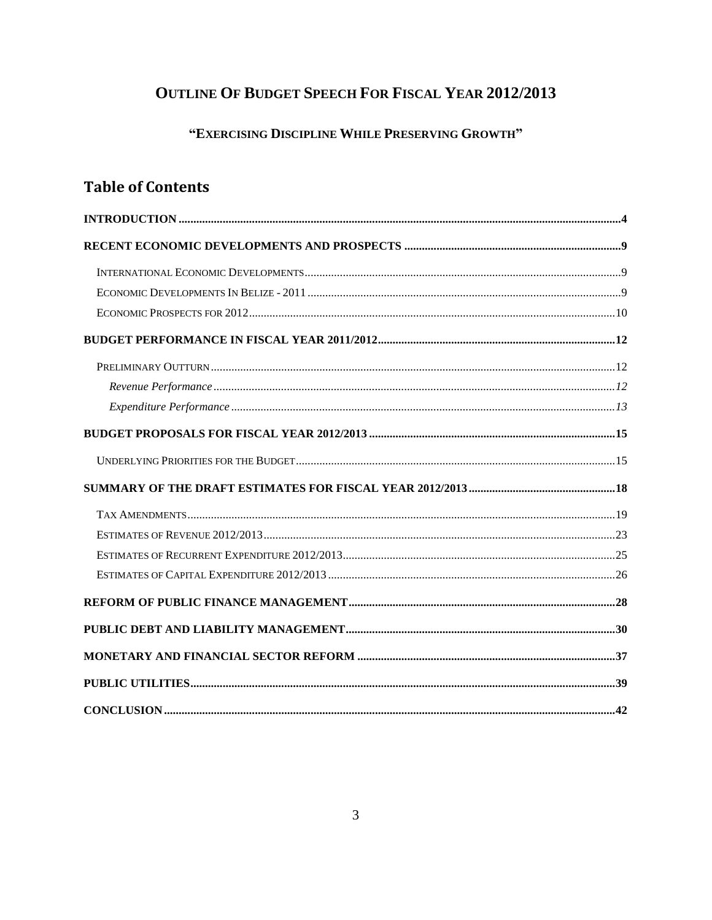# OUTLINE OF BUDGET SPEECH FOR FISCAL YEAR 2012/2013

## "EXERCISING DISCIPLINE WHILE PRESERVING GROWTH"

## Table of Contents

**INTRODUCTION** ..... **4**

**RECENT ECONOMIC DEVELOPMENTS AND PROSPECTS** ..... **9**

- INTERNATIONAL ECONOMIC DEVELOPMENTS ..... 9
- ECONOMIC DEVELOPMENTS IN BELIZE - 2011 ..... 9
- ECONOMIC PROSPECTS FOR 2012 ..... 10

**BUDGET PERFORMANCE IN FISCAL YEAR 2011/2012** ..... **12**

- PRELIMINARY OUTTURN ..... 12
  - *Revenue Performance* ..... *12*
  - *Expenditure Performance* ..... *13*

**BUDGET PROPOSALS FOR FISCAL YEAR 2012/2013** ..... **15**

- UNDERLYING PRIORITIES FOR THE BUDGET ..... 15

**SUMMARY OF THE DRAFT ESTIMATES FOR FISCAL YEAR 2012/2013** ..... **18**

- TAX AMENDMENTS ..... 19
- ESTIMATES OF REVENUE 2012/2013 ..... 23
- ESTIMATES OF RECURRENT EXPENDITURE 2012/2013 ..... 25
- ESTIMATES OF CAPITAL EXPENDITURE 2012/2013 ..... 26

**REFORM OF PUBLIC FINANCE MANAGEMENT** ..... **28**

**PUBLIC DEBT AND LIABILITY MANAGEMENT** ..... **30**

**MONETARY AND FINANCIAL SECTOR REFORM** ..... **37**

**PUBLIC UTILITIES** ..... **39**

**CONCLUSION** ..... **42**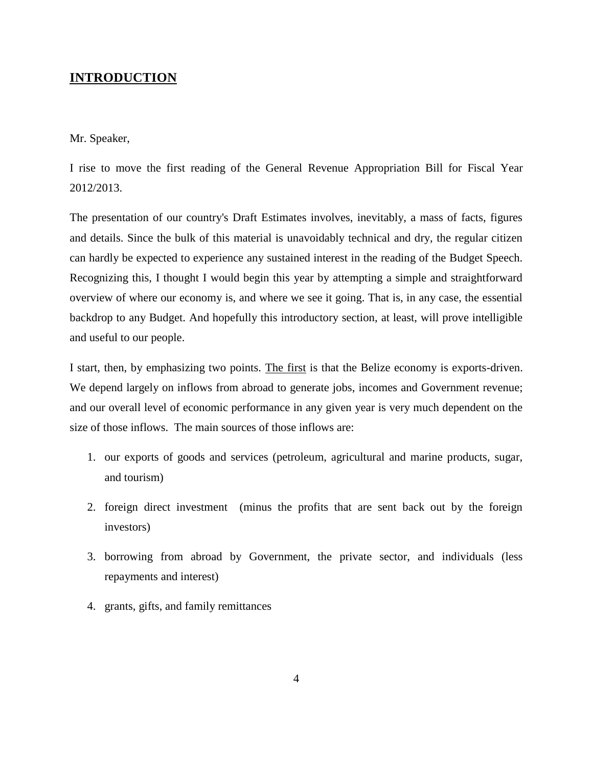## INTRODUCTION

Mr. Speaker,

I rise to move the first reading of the General Revenue Appropriation Bill for Fiscal Year 2012/2013.

The presentation of our country's Draft Estimates involves, inevitably, a mass of facts, figures and details. Since the bulk of this material is unavoidably technical and dry, the regular citizen can hardly be expected to experience any sustained interest in the reading of the Budget Speech. Recognizing this, I thought I would begin this year by attempting a simple and straightforward overview of where our economy is, and where we see it going. That is, in any case, the essential backdrop to any Budget. And hopefully this introductory section, at least, will prove intelligible and useful to our people.

I start, then, by emphasizing two points. The first is that the Belize economy is exports-driven. We depend largely on inflows from abroad to generate jobs, incomes and Government revenue; and our overall level of economic performance in any given year is very much dependent on the size of those inflows. The main sources of those inflows are:

1. our exports of goods and services (petroleum, agricultural and marine products, sugar, and tourism)
2. foreign direct investment (minus the profits that are sent back out by the foreign investors)
3. borrowing from abroad by Government, the private sector, and individuals (less repayments and interest)
4. grants, gifts, and family remittances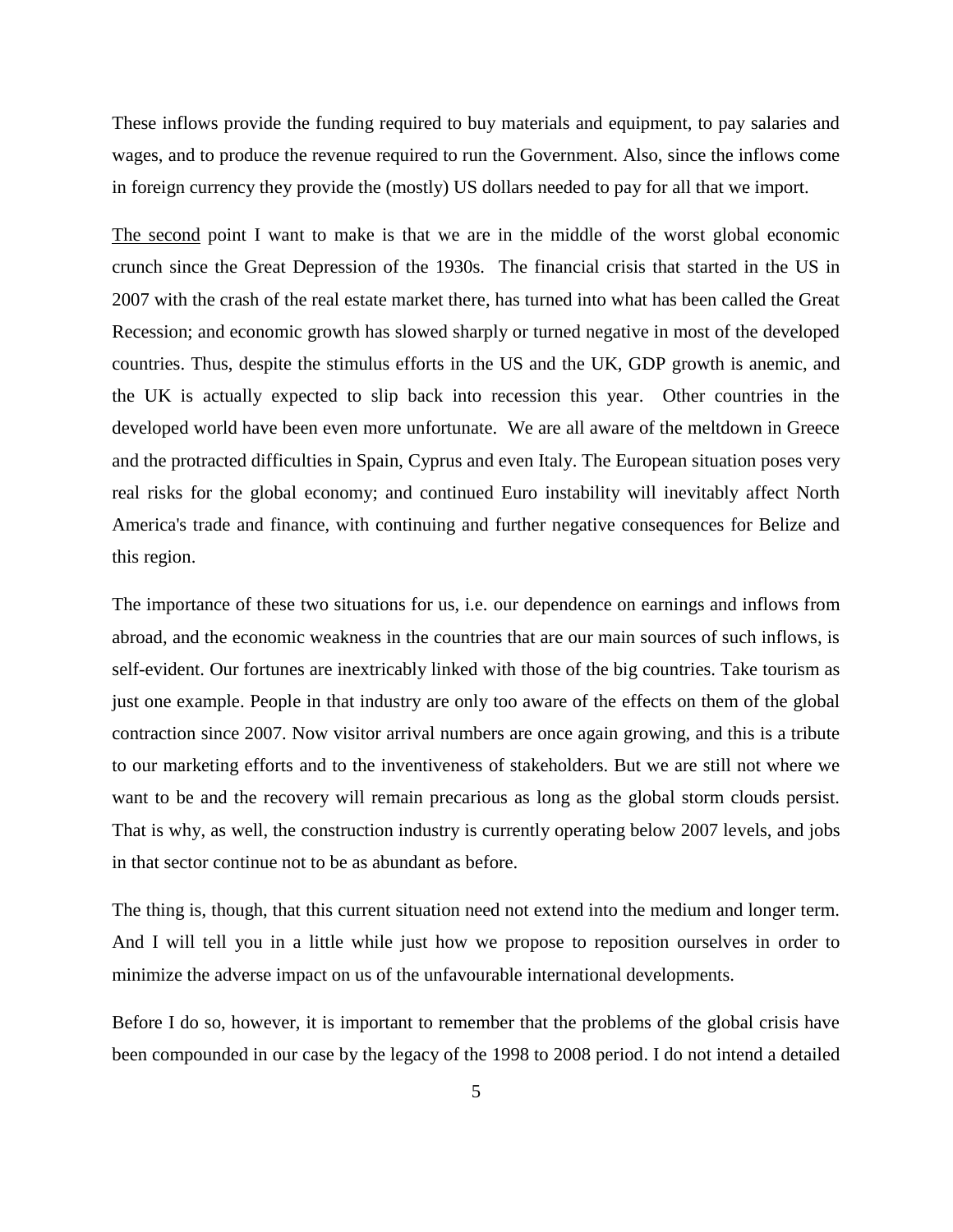These inflows provide the funding required to buy materials and equipment, to pay salaries and wages, and to produce the revenue required to run the Government. Also, since the inflows come in foreign currency they provide the (mostly) US dollars needed to pay for all that we import.

The second point I want to make is that we are in the middle of the worst global economic crunch since the Great Depression of the 1930s. The financial crisis that started in the US in 2007 with the crash of the real estate market there, has turned into what has been called the Great Recession; and economic growth has slowed sharply or turned negative in most of the developed countries. Thus, despite the stimulus efforts in the US and the UK, GDP growth is anemic, and the UK is actually expected to slip back into recession this year. Other countries in the developed world have been even more unfortunate. We are all aware of the meltdown in Greece and the protracted difficulties in Spain, Cyprus and even Italy. The European situation poses very real risks for the global economy; and continued Euro instability will inevitably affect North America's trade and finance, with continuing and further negative consequences for Belize and this region.

The importance of these two situations for us, i.e. our dependence on earnings and inflows from abroad, and the economic weakness in the countries that are our main sources of such inflows, is self-evident. Our fortunes are inextricably linked with those of the big countries. Take tourism as just one example. People in that industry are only too aware of the effects on them of the global contraction since 2007. Now visitor arrival numbers are once again growing, and this is a tribute to our marketing efforts and to the inventiveness of stakeholders. But we are still not where we want to be and the recovery will remain precarious as long as the global storm clouds persist. That is why, as well, the construction industry is currently operating below 2007 levels, and jobs in that sector continue not to be as abundant as before.

The thing is, though, that this current situation need not extend into the medium and longer term. And I will tell you in a little while just how we propose to reposition ourselves in order to minimize the adverse impact on us of the unfavourable international developments.

Before I do so, however, it is important to remember that the problems of the global crisis have been compounded in our case by the legacy of the 1998 to 2008 period. I do not intend a detailed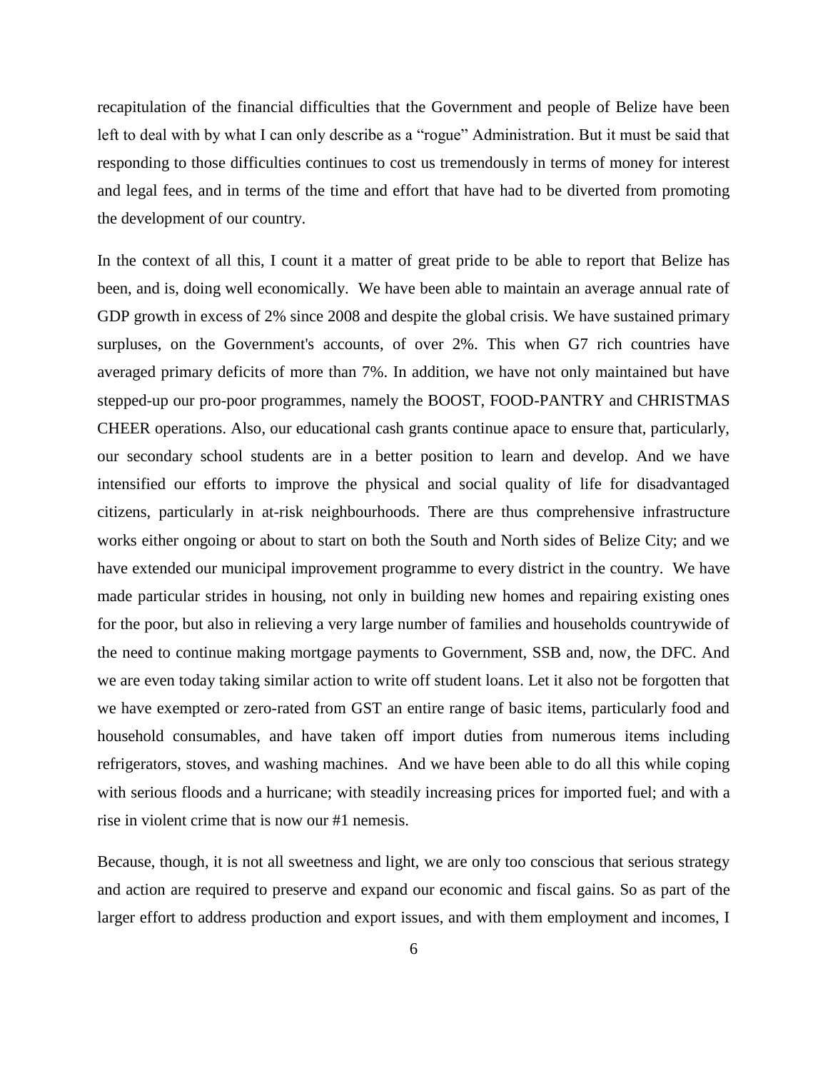recapitulation of the financial difficulties that the Government and people of Belize have been left to deal with by what I can only describe as a "rogue" Administration. But it must be said that responding to those difficulties continues to cost us tremendously in terms of money for interest and legal fees, and in terms of the time and effort that have had to be diverted from promoting the development of our country.

In the context of all this, I count it a matter of great pride to be able to report that Belize has been, and is, doing well economically. We have been able to maintain an average annual rate of GDP growth in excess of 2% since 2008 and despite the global crisis. We have sustained primary surpluses, on the Government's accounts, of over 2%. This when G7 rich countries have averaged primary deficits of more than 7%. In addition, we have not only maintained but have stepped-up our pro-poor programmes, namely the BOOST, FOOD-PANTRY and CHRISTMAS CHEER operations. Also, our educational cash grants continue apace to ensure that, particularly, our secondary school students are in a better position to learn and develop. And we have intensified our efforts to improve the physical and social quality of life for disadvantaged citizens, particularly in at-risk neighbourhoods. There are thus comprehensive infrastructure works either ongoing or about to start on both the South and North sides of Belize City; and we have extended our municipal improvement programme to every district in the country. We have made particular strides in housing, not only in building new homes and repairing existing ones for the poor, but also in relieving a very large number of families and households countrywide of the need to continue making mortgage payments to Government, SSB and, now, the DFC. And we are even today taking similar action to write off student loans. Let it also not be forgotten that we have exempted or zero-rated from GST an entire range of basic items, particularly food and household consumables, and have taken off import duties from numerous items including refrigerators, stoves, and washing machines. And we have been able to do all this while coping with serious floods and a hurricane; with steadily increasing prices for imported fuel; and with a rise in violent crime that is now our #1 nemesis.

Because, though, it is not all sweetness and light, we are only too conscious that serious strategy and action are required to preserve and expand our economic and fiscal gains. So as part of the larger effort to address production and export issues, and with them employment and incomes, I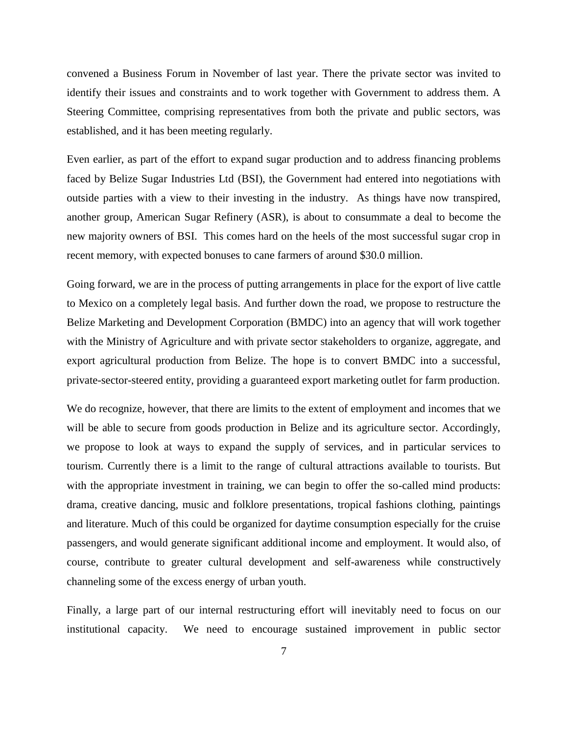convened a Business Forum in November of last year. There the private sector was invited to identify their issues and constraints and to work together with Government to address them. A Steering Committee, comprising representatives from both the private and public sectors, was established, and it has been meeting regularly.

Even earlier, as part of the effort to expand sugar production and to address financing problems faced by Belize Sugar Industries Ltd (BSI), the Government had entered into negotiations with outside parties with a view to their investing in the industry. As things have now transpired, another group, American Sugar Refinery (ASR), is about to consummate a deal to become the new majority owners of BSI. This comes hard on the heels of the most successful sugar crop in recent memory, with expected bonuses to cane farmers of around $30.0 million.

Going forward, we are in the process of putting arrangements in place for the export of live cattle to Mexico on a completely legal basis. And further down the road, we propose to restructure the Belize Marketing and Development Corporation (BMDC) into an agency that will work together with the Ministry of Agriculture and with private sector stakeholders to organize, aggregate, and export agricultural production from Belize. The hope is to convert BMDC into a successful, private-sector-steered entity, providing a guaranteed export marketing outlet for farm production.

We do recognize, however, that there are limits to the extent of employment and incomes that we will be able to secure from goods production in Belize and its agriculture sector. Accordingly, we propose to look at ways to expand the supply of services, and in particular services to tourism. Currently there is a limit to the range of cultural attractions available to tourists. But with the appropriate investment in training, we can begin to offer the so-called mind products: drama, creative dancing, music and folklore presentations, tropical fashions clothing, paintings and literature. Much of this could be organized for daytime consumption especially for the cruise passengers, and would generate significant additional income and employment. It would also, of course, contribute to greater cultural development and self-awareness while constructively channeling some of the excess energy of urban youth.

Finally, a large part of our internal restructuring effort will inevitably need to focus on our institutional capacity. We need to encourage sustained improvement in public sector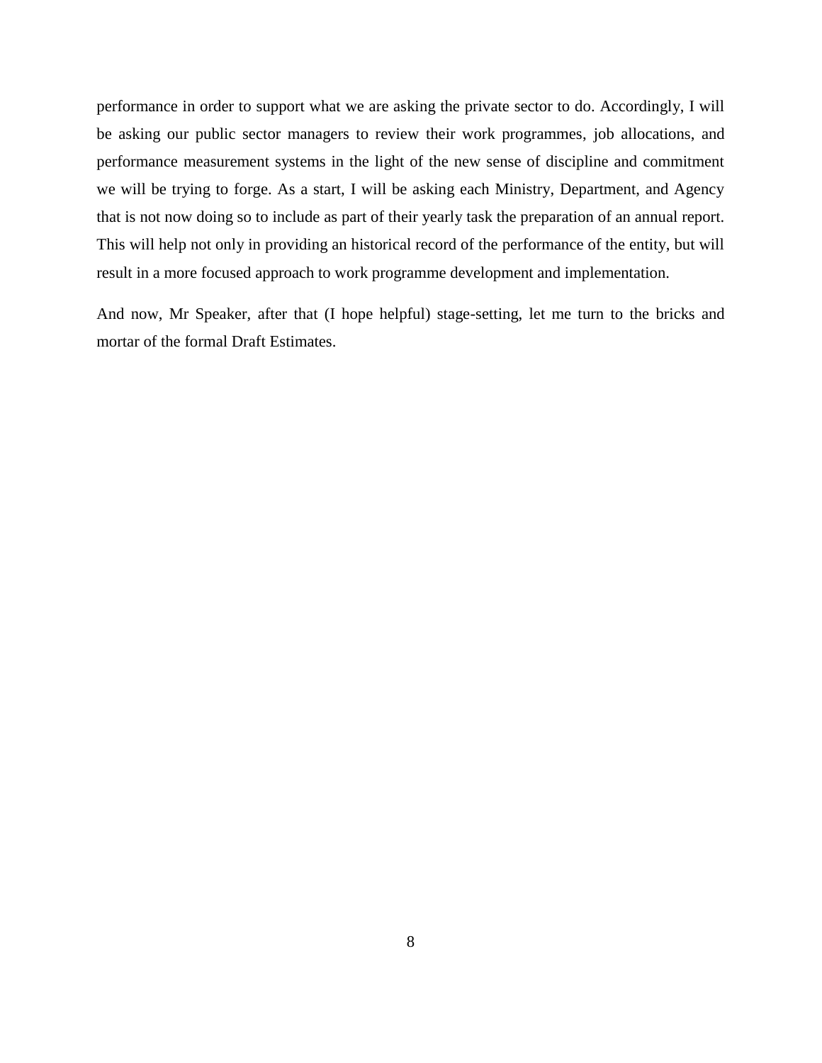performance in order to support what we are asking the private sector to do. Accordingly, I will be asking our public sector managers to review their work programmes, job allocations, and performance measurement systems in the light of the new sense of discipline and commitment we will be trying to forge. As a start, I will be asking each Ministry, Department, and Agency that is not now doing so to include as part of their yearly task the preparation of an annual report. This will help not only in providing an historical record of the performance of the entity, but will result in a more focused approach to work programme development and implementation.

And now, Mr Speaker, after that (I hope helpful) stage-setting, let me turn to the bricks and mortar of the formal Draft Estimates.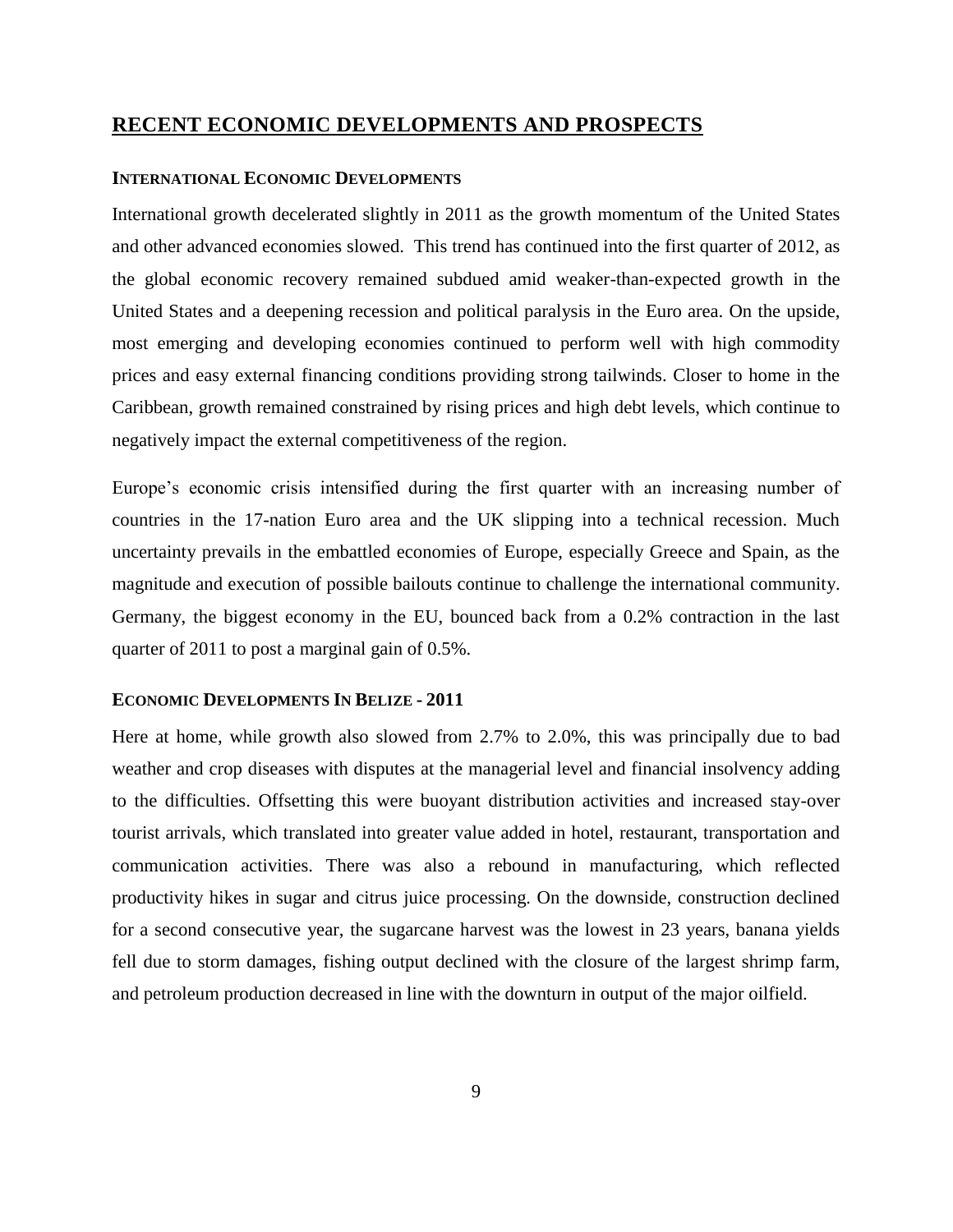## RECENT ECONOMIC DEVELOPMENTS AND PROSPECTS

### INTERNATIONAL ECONOMIC DEVELOPMENTS

International growth decelerated slightly in 2011 as the growth momentum of the United States and other advanced economies slowed. This trend has continued into the first quarter of 2012, as the global economic recovery remained subdued amid weaker-than-expected growth in the United States and a deepening recession and political paralysis in the Euro area. On the upside, most emerging and developing economies continued to perform well with high commodity prices and easy external financing conditions providing strong tailwinds. Closer to home in the Caribbean, growth remained constrained by rising prices and high debt levels, which continue to negatively impact the external competitiveness of the region.

Europe's economic crisis intensified during the first quarter with an increasing number of countries in the 17-nation Euro area and the UK slipping into a technical recession. Much uncertainty prevails in the embattled economies of Europe, especially Greece and Spain, as the magnitude and execution of possible bailouts continue to challenge the international community. Germany, the biggest economy in the EU, bounced back from a 0.2% contraction in the last quarter of 2011 to post a marginal gain of 0.5%.

### ECONOMIC DEVELOPMENTS IN BELIZE - 2011

Here at home, while growth also slowed from 2.7% to 2.0%, this was principally due to bad weather and crop diseases with disputes at the managerial level and financial insolvency adding to the difficulties. Offsetting this were buoyant distribution activities and increased stay-over tourist arrivals, which translated into greater value added in hotel, restaurant, transportation and communication activities. There was also a rebound in manufacturing, which reflected productivity hikes in sugar and citrus juice processing. On the downside, construction declined for a second consecutive year, the sugarcane harvest was the lowest in 23 years, banana yields fell due to storm damages, fishing output declined with the closure of the largest shrimp farm, and petroleum production decreased in line with the downturn in output of the major oilfield.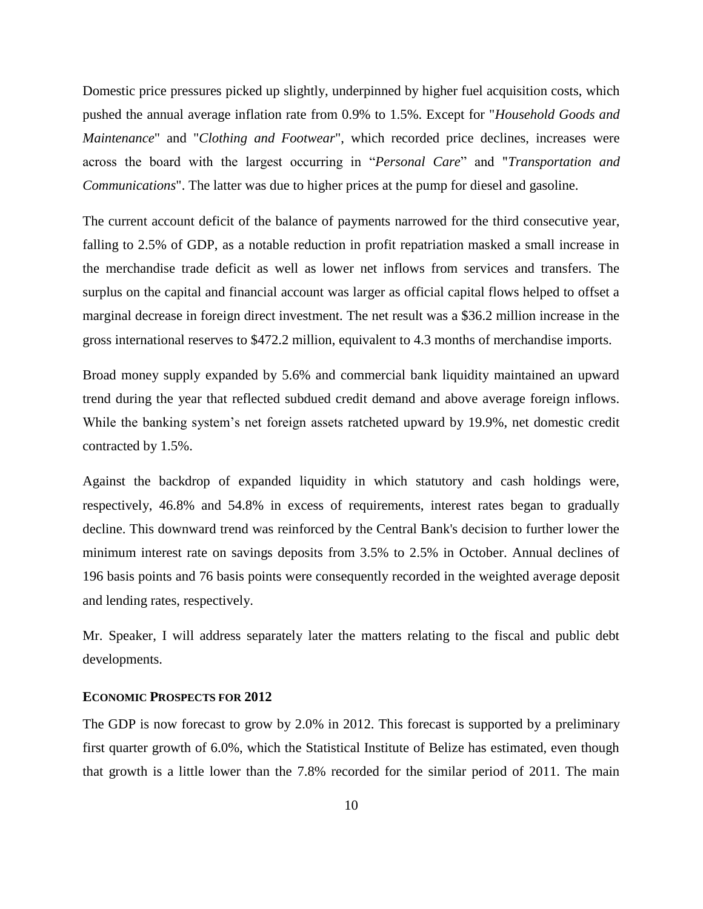Domestic price pressures picked up slightly, underpinned by higher fuel acquisition costs, which pushed the annual average inflation rate from 0.9% to 1.5%. Except for "*Household Goods and Maintenance*" and "*Clothing and Footwear*", which recorded price declines, increases were across the board with the largest occurring in "*Personal Care*" and "*Transportation and Communications*". The latter was due to higher prices at the pump for diesel and gasoline.

The current account deficit of the balance of payments narrowed for the third consecutive year, falling to 2.5% of GDP, as a notable reduction in profit repatriation masked a small increase in the merchandise trade deficit as well as lower net inflows from services and transfers. The surplus on the capital and financial account was larger as official capital flows helped to offset a marginal decrease in foreign direct investment. The net result was a $36.2 million increase in the gross international reserves to $472.2 million, equivalent to 4.3 months of merchandise imports.

Broad money supply expanded by 5.6% and commercial bank liquidity maintained an upward trend during the year that reflected subdued credit demand and above average foreign inflows. While the banking system's net foreign assets ratcheted upward by 19.9%, net domestic credit contracted by 1.5%.

Against the backdrop of expanded liquidity in which statutory and cash holdings were, respectively, 46.8% and 54.8% in excess of requirements, interest rates began to gradually decline. This downward trend was reinforced by the Central Bank's decision to further lower the minimum interest rate on savings deposits from 3.5% to 2.5% in October. Annual declines of 196 basis points and 76 basis points were consequently recorded in the weighted average deposit and lending rates, respectively.

Mr. Speaker, I will address separately later the matters relating to the fiscal and public debt developments.

#### ECONOMIC PROSPECTS FOR 2012

The GDP is now forecast to grow by 2.0% in 2012. This forecast is supported by a preliminary first quarter growth of 6.0%, which the Statistical Institute of Belize has estimated, even though that growth is a little lower than the 7.8% recorded for the similar period of 2011. The main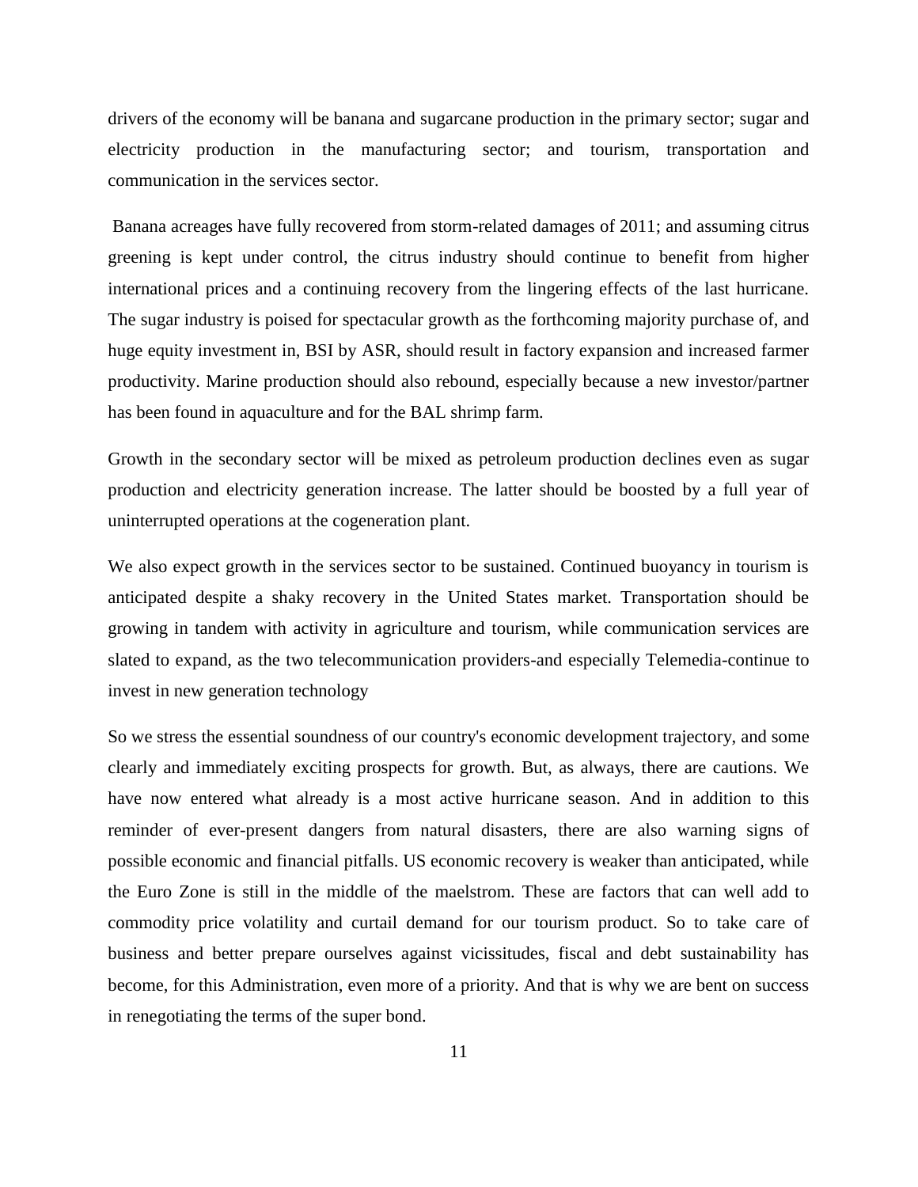drivers of the economy will be banana and sugarcane production in the primary sector; sugar and electricity production in the manufacturing sector; and tourism, transportation and communication in the services sector.

Banana acreages have fully recovered from storm-related damages of 2011; and assuming citrus greening is kept under control, the citrus industry should continue to benefit from higher international prices and a continuing recovery from the lingering effects of the last hurricane. The sugar industry is poised for spectacular growth as the forthcoming majority purchase of, and huge equity investment in, BSI by ASR, should result in factory expansion and increased farmer productivity. Marine production should also rebound, especially because a new investor/partner has been found in aquaculture and for the BAL shrimp farm.

Growth in the secondary sector will be mixed as petroleum production declines even as sugar production and electricity generation increase. The latter should be boosted by a full year of uninterrupted operations at the cogeneration plant.

We also expect growth in the services sector to be sustained. Continued buoyancy in tourism is anticipated despite a shaky recovery in the United States market. Transportation should be growing in tandem with activity in agriculture and tourism, while communication services are slated to expand, as the two telecommunication providers-and especially Telemedia-continue to invest in new generation technology

So we stress the essential soundness of our country's economic development trajectory, and some clearly and immediately exciting prospects for growth. But, as always, there are cautions. We have now entered what already is a most active hurricane season. And in addition to this reminder of ever-present dangers from natural disasters, there are also warning signs of possible economic and financial pitfalls. US economic recovery is weaker than anticipated, while the Euro Zone is still in the middle of the maelstrom. These are factors that can well add to commodity price volatility and curtail demand for our tourism product. So to take care of business and better prepare ourselves against vicissitudes, fiscal and debt sustainability has become, for this Administration, even more of a priority. And that is why we are bent on success in renegotiating the terms of the super bond.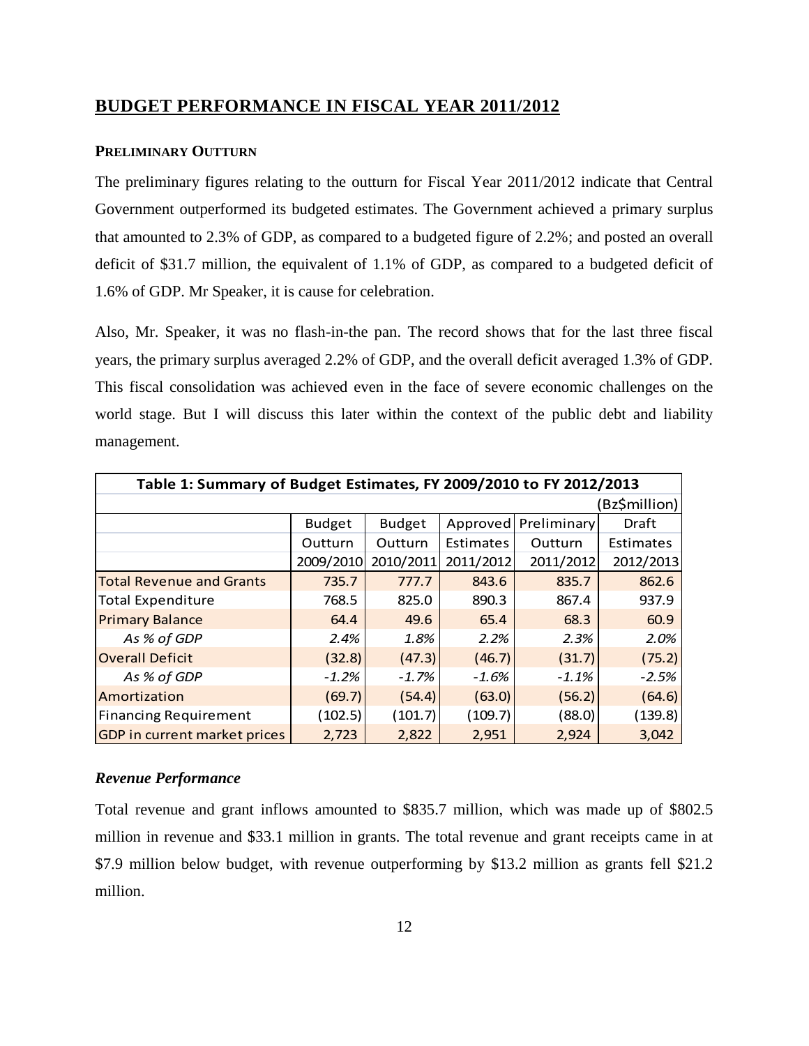## BUDGET PERFORMANCE IN FISCAL YEAR 2011/2012

### PRELIMINARY OUTTURN

The preliminary figures relating to the outturn for Fiscal Year 2011/2012 indicate that Central Government outperformed its budgeted estimates. The Government achieved a primary surplus that amounted to 2.3% of GDP, as compared to a budgeted figure of 2.2%; and posted an overall deficit of $31.7 million, the equivalent of 1.1% of GDP, as compared to a budgeted deficit of 1.6% of GDP. Mr Speaker, it is cause for celebration.

Also, Mr. Speaker, it was no flash-in-the pan. The record shows that for the last three fiscal years, the primary surplus averaged 2.2% of GDP, and the overall deficit averaged 1.3% of GDP. This fiscal consolidation was achieved even in the face of severe economic challenges on the world stage. But I will discuss this later within the context of the public debt and liability management.

**Table 1: Summary of Budget Estimates, FY 2009/2010 to FY 2012/2013**

(Bz$million)

| | Budget Outturn 2009/2010 | Budget Outturn 2010/2011 | Approved Estimates 2011/2012 | Preliminary Outturn 2011/2012 | Draft Estimates 2012/2013 |
|---|---|---|---|---|---|
| Total Revenue and Grants | 735.7 | 777.7 | 843.6 | 835.7 | 862.6 |
| Total Expenditure | 768.5 | 825.0 | 890.3 | 867.4 | 937.9 |
| Primary Balance | 64.4 | 49.6 | 65.4 | 68.3 | 60.9 |
| *As % of GDP* | *2.4%* | *1.8%* | *2.2%* | *2.3%* | *2.0%* |
| Overall Deficit | (32.8) | (47.3) | (46.7) | (31.7) | (75.2) |
| *As % of GDP* | *-1.2%* | *-1.7%* | *-1.6%* | *-1.1%* | *-2.5%* |
| Amortization | (69.7) | (54.4) | (63.0) | (56.2) | (64.6) |
| Financing Requirement | (102.5) | (101.7) | (109.7) | (88.0) | (139.8) |
| GDP in current market prices | 2,723 | 2,822 | 2,951 | 2,924 | 3,042 |

***Revenue Performance***

Total revenue and grant inflows amounted to $835.7 million, which was made up of $802.5 million in revenue and $33.1 million in grants. The total revenue and grant receipts came in at $7.9 million below budget, with revenue outperforming by $13.2 million as grants fell $21.2 million.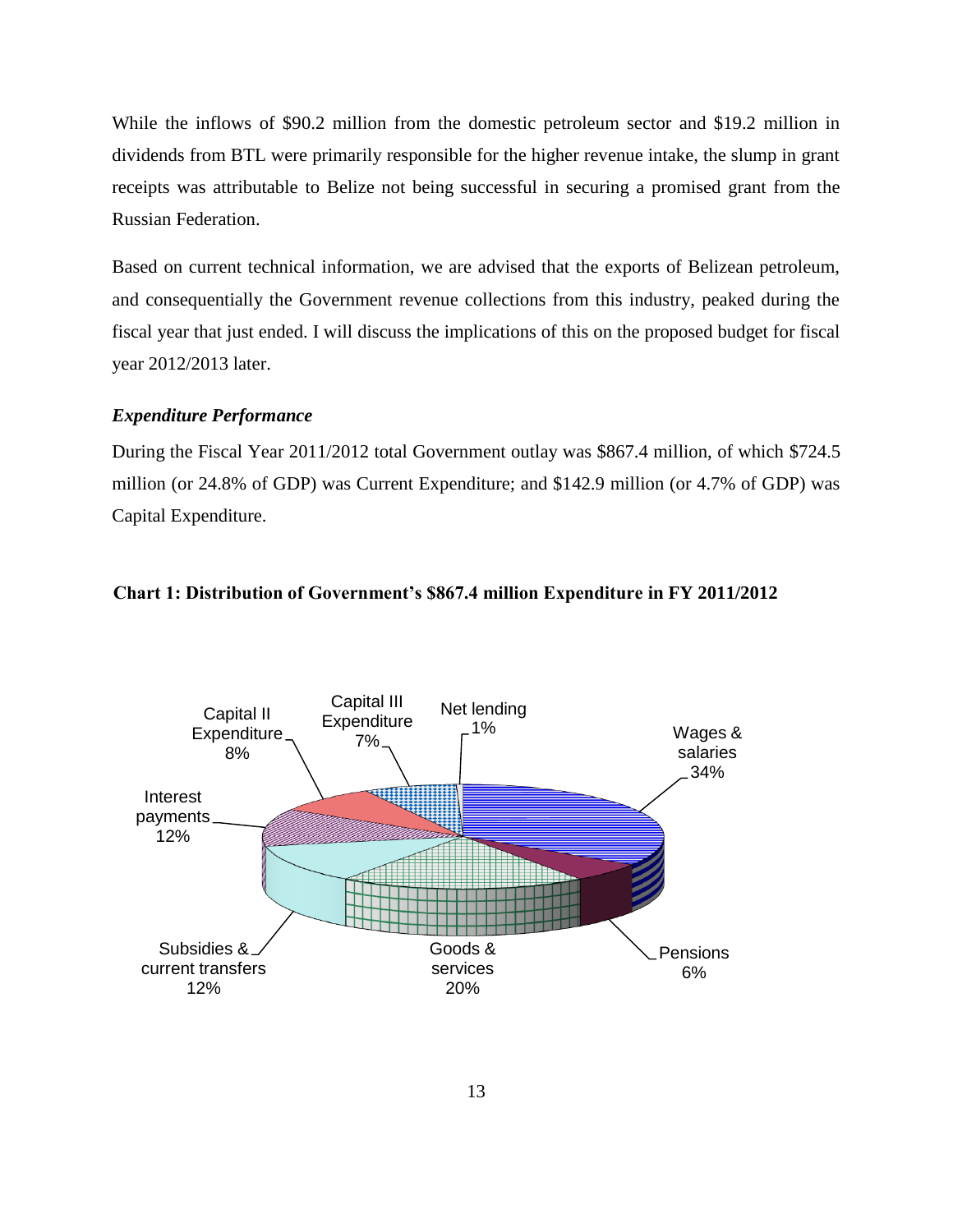While the inflows of $90.2 million from the domestic petroleum sector and $19.2 million in dividends from BTL were primarily responsible for the higher revenue intake, the slump in grant receipts was attributable to Belize not being successful in securing a promised grant from the Russian Federation.

Based on current technical information, we are advised that the exports of Belizean petroleum, and consequentially the Government revenue collections from this industry, peaked during the fiscal year that just ended. I will discuss the implications of this on the proposed budget for fiscal year 2012/2013 later.

### *Expenditure Performance*

During the Fiscal Year 2011/2012 total Government outlay was $867.4 million, of which $724.5 million (or 24.8% of GDP) was Current Expenditure; and $142.9 million (or 4.7% of GDP) was Capital Expenditure.

**Chart 1: Distribution of Government's $867.4 million Expenditure in FY 2011/2012**

Capital II Expenditure 8%
Capital III Expenditure 7%
Net lending 1%
Wages & salaries 34%
Interest payments 12%
Subsidies & current transfers 12%
Goods & services 20%
Pensions 6%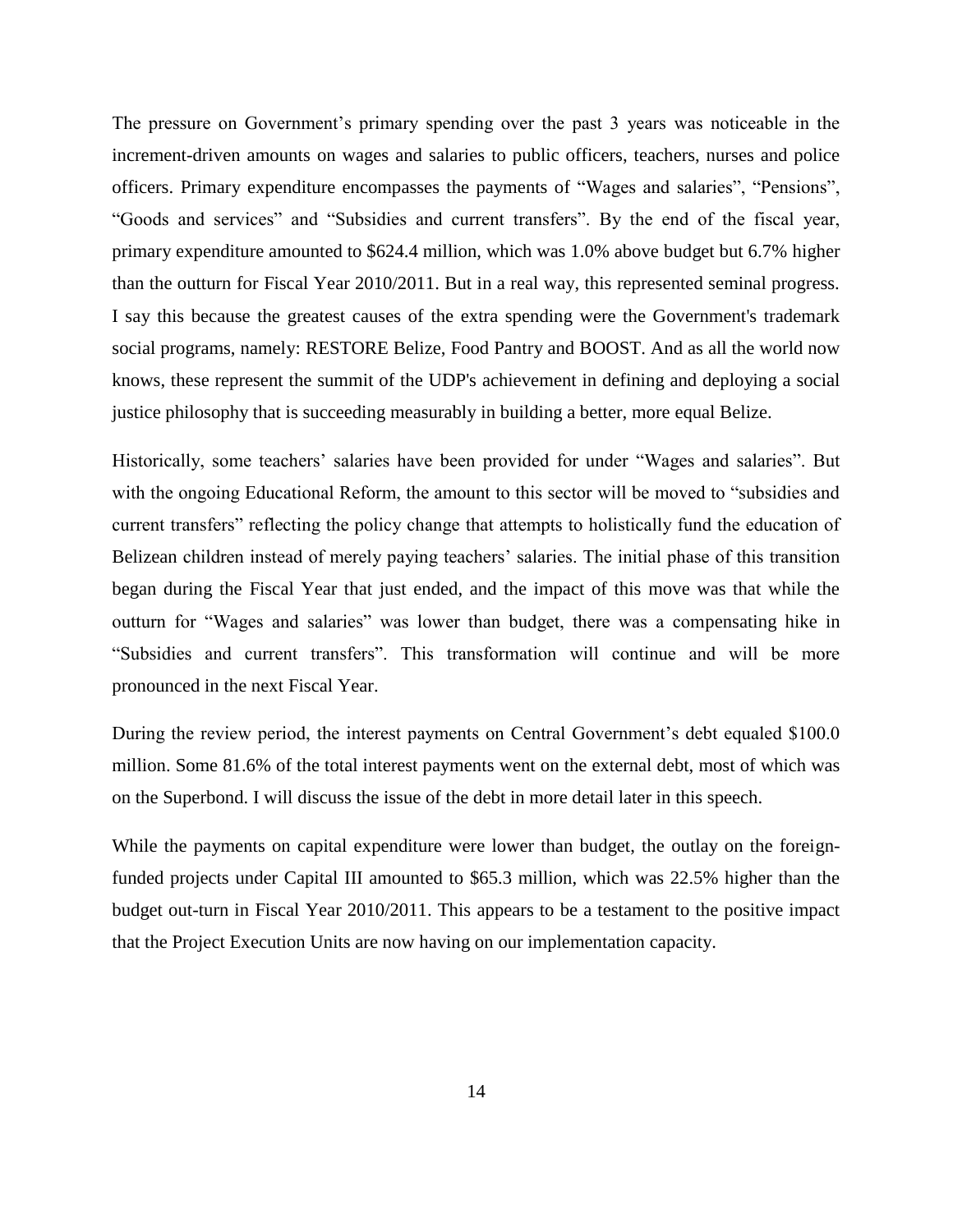The pressure on Government's primary spending over the past 3 years was noticeable in the increment-driven amounts on wages and salaries to public officers, teachers, nurses and police officers. Primary expenditure encompasses the payments of "Wages and salaries", "Pensions", "Goods and services" and "Subsidies and current transfers". By the end of the fiscal year, primary expenditure amounted to $624.4 million, which was 1.0% above budget but 6.7% higher than the outturn for Fiscal Year 2010/2011. But in a real way, this represented seminal progress. I say this because the greatest causes of the extra spending were the Government's trademark social programs, namely: RESTORE Belize, Food Pantry and BOOST. And as all the world now knows, these represent the summit of the UDP's achievement in defining and deploying a social justice philosophy that is succeeding measurably in building a better, more equal Belize.

Historically, some teachers' salaries have been provided for under "Wages and salaries". But with the ongoing Educational Reform, the amount to this sector will be moved to "subsidies and current transfers" reflecting the policy change that attempts to holistically fund the education of Belizean children instead of merely paying teachers' salaries. The initial phase of this transition began during the Fiscal Year that just ended, and the impact of this move was that while the outturn for "Wages and salaries" was lower than budget, there was a compensating hike in "Subsidies and current transfers". This transformation will continue and will be more pronounced in the next Fiscal Year.

During the review period, the interest payments on Central Government's debt equaled $100.0 million. Some 81.6% of the total interest payments went on the external debt, most of which was on the Superbond. I will discuss the issue of the debt in more detail later in this speech.

While the payments on capital expenditure were lower than budget, the outlay on the foreign-funded projects under Capital III amounted to $65.3 million, which was 22.5% higher than the budget out-turn in Fiscal Year 2010/2011. This appears to be a testament to the positive impact that the Project Execution Units are now having on our implementation capacity.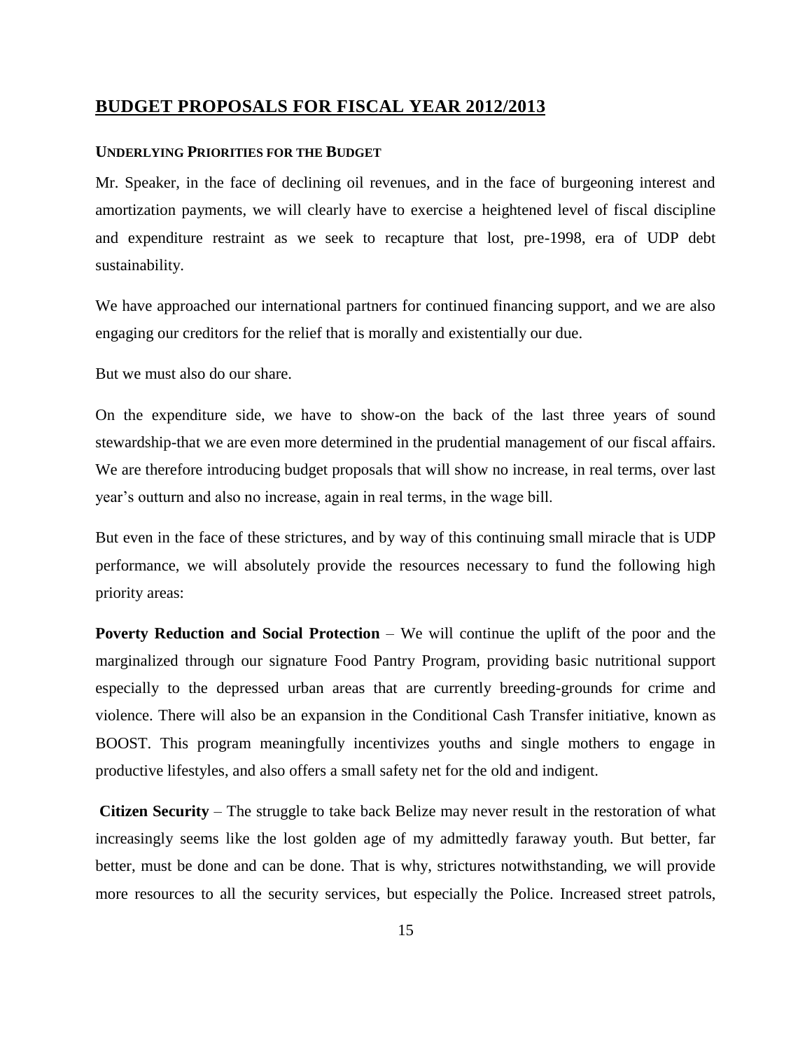## BUDGET PROPOSALS FOR FISCAL YEAR 2012/2013

### UNDERLYING PRIORITIES FOR THE BUDGET

Mr. Speaker, in the face of declining oil revenues, and in the face of burgeoning interest and amortization payments, we will clearly have to exercise a heightened level of fiscal discipline and expenditure restraint as we seek to recapture that lost, pre-1998, era of UDP debt sustainability.

We have approached our international partners for continued financing support, and we are also engaging our creditors for the relief that is morally and existentially our due.

But we must also do our share.

On the expenditure side, we have to show-on the back of the last three years of sound stewardship-that we are even more determined in the prudential management of our fiscal affairs. We are therefore introducing budget proposals that will show no increase, in real terms, over last year's outturn and also no increase, again in real terms, in the wage bill.

But even in the face of these strictures, and by way of this continuing small miracle that is UDP performance, we will absolutely provide the resources necessary to fund the following high priority areas:

**Poverty Reduction and Social Protection** – We will continue the uplift of the poor and the marginalized through our signature Food Pantry Program, providing basic nutritional support especially to the depressed urban areas that are currently breeding-grounds for crime and violence. There will also be an expansion in the Conditional Cash Transfer initiative, known as BOOST. This program meaningfully incentivizes youths and single mothers to engage in productive lifestyles, and also offers a small safety net for the old and indigent.

**Citizen Security** – The struggle to take back Belize may never result in the restoration of what increasingly seems like the lost golden age of my admittedly faraway youth. But better, far better, must be done and can be done. That is why, strictures notwithstanding, we will provide more resources to all the security services, but especially the Police. Increased street patrols,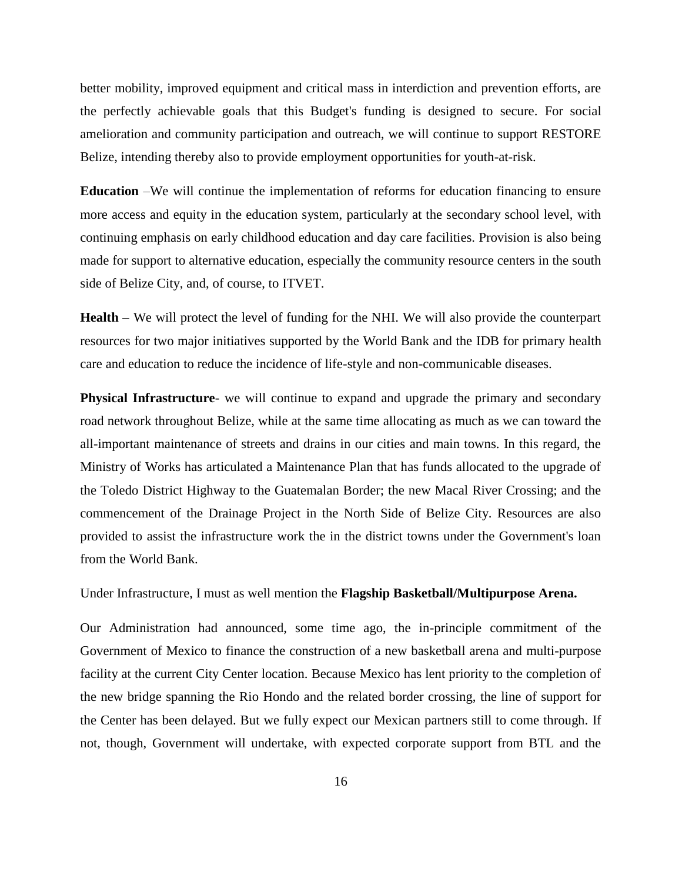better mobility, improved equipment and critical mass in interdiction and prevention efforts, are the perfectly achievable goals that this Budget's funding is designed to secure. For social amelioration and community participation and outreach, we will continue to support RESTORE Belize, intending thereby also to provide employment opportunities for youth-at-risk.

**Education** –We will continue the implementation of reforms for education financing to ensure more access and equity in the education system, particularly at the secondary school level, with continuing emphasis on early childhood education and day care facilities. Provision is also being made for support to alternative education, especially the community resource centers in the south side of Belize City, and, of course, to ITVET.

**Health** – We will protect the level of funding for the NHI. We will also provide the counterpart resources for two major initiatives supported by the World Bank and the IDB for primary health care and education to reduce the incidence of life-style and non-communicable diseases.

**Physical Infrastructure**- we will continue to expand and upgrade the primary and secondary road network throughout Belize, while at the same time allocating as much as we can toward the all-important maintenance of streets and drains in our cities and main towns. In this regard, the Ministry of Works has articulated a Maintenance Plan that has funds allocated to the upgrade of the Toledo District Highway to the Guatemalan Border; the new Macal River Crossing; and the commencement of the Drainage Project in the North Side of Belize City. Resources are also provided to assist the infrastructure work the in the district towns under the Government's loan from the World Bank.

Under Infrastructure, I must as well mention the **Flagship Basketball/Multipurpose Arena.**

Our Administration had announced, some time ago, the in-principle commitment of the Government of Mexico to finance the construction of a new basketball arena and multi-purpose facility at the current City Center location. Because Mexico has lent priority to the completion of the new bridge spanning the Rio Hondo and the related border crossing, the line of support for the Center has been delayed. But we fully expect our Mexican partners still to come through. If not, though, Government will undertake, with expected corporate support from BTL and the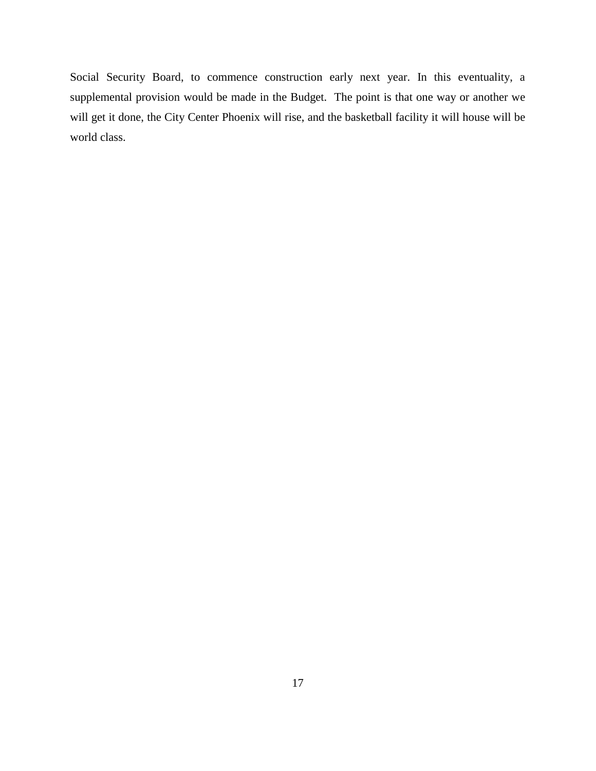Social Security Board, to commence construction early next year. In this eventuality, a supplemental provision would be made in the Budget. The point is that one way or another we will get it done, the City Center Phoenix will rise, and the basketball facility it will house will be world class.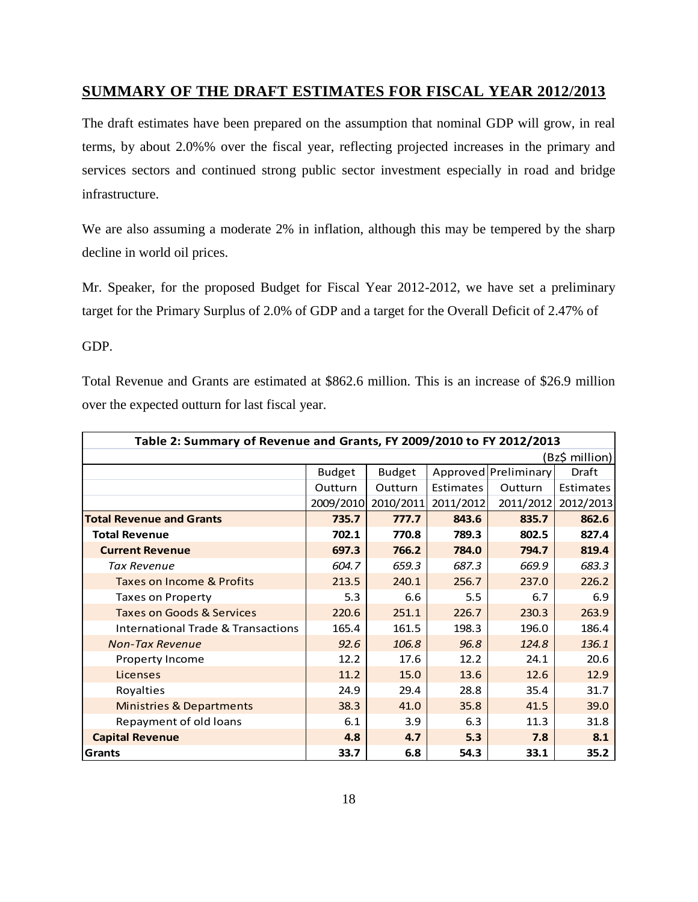## SUMMARY OF THE DRAFT ESTIMATES FOR FISCAL YEAR 2012/2013

The draft estimates have been prepared on the assumption that nominal GDP will grow, in real terms, by about 2.0%% over the fiscal year, reflecting projected increases in the primary and services sectors and continued strong public sector investment especially in road and bridge infrastructure.

We are also assuming a moderate 2% in inflation, although this may be tempered by the sharp decline in world oil prices.

Mr. Speaker, for the proposed Budget for Fiscal Year 2012-2012, we have set a preliminary target for the Primary Surplus of 2.0% of GDP and a target for the Overall Deficit of 2.47% of

GDP.

Total Revenue and Grants are estimated at $862.6 million. This is an increase of $26.9 million over the expected outturn for last fiscal year.

**Table 2: Summary of Revenue and Grants, FY 2009/2010 to FY 2012/2013**

(Bz$ million)

| | Budget Outturn 2009/2010 | Budget Outturn 2010/2011 | Approved Estimates 2011/2012 | Preliminary Outturn 2011/2012 | Draft Estimates 2012/2013 |
|---|---|---|---|---|---|
| **Total Revenue and Grants** | **735.7** | **777.7** | **843.6** | **835.7** | **862.6** |
| **Total Revenue** | **702.1** | **770.8** | **789.3** | **802.5** | **827.4** |
| **Current Revenue** | **697.3** | **766.2** | **784.0** | **794.7** | **819.4** |
| *Tax Revenue* | *604.7* | *659.3* | *687.3* | *669.9* | *683.3* |
| Taxes on Income & Profits | 213.5 | 240.1 | 256.7 | 237.0 | 226.2 |
| Taxes on Property | 5.3 | 6.6 | 5.5 | 6.7 | 6.9 |
| Taxes on Goods & Services | 220.6 | 251.1 | 226.7 | 230.3 | 263.9 |
| International Trade & Transactions | 165.4 | 161.5 | 198.3 | 196.0 | 186.4 |
| *Non-Tax Revenue* | *92.6* | *106.8* | *96.8* | *124.8* | *136.1* |
| Property Income | 12.2 | 17.6 | 12.2 | 24.1 | 20.6 |
| Licenses | 11.2 | 15.0 | 13.6 | 12.6 | 12.9 |
| Royalties | 24.9 | 29.4 | 28.8 | 35.4 | 31.7 |
| Ministries & Departments | 38.3 | 41.0 | 35.8 | 41.5 | 39.0 |
| Repayment of old loans | 6.1 | 3.9 | 6.3 | 11.3 | 31.8 |
| **Capital Revenue** | **4.8** | **4.7** | **5.3** | **7.8** | **8.1** |
| **Grants** | **33.7** | **6.8** | **54.3** | **33.1** | **35.2** |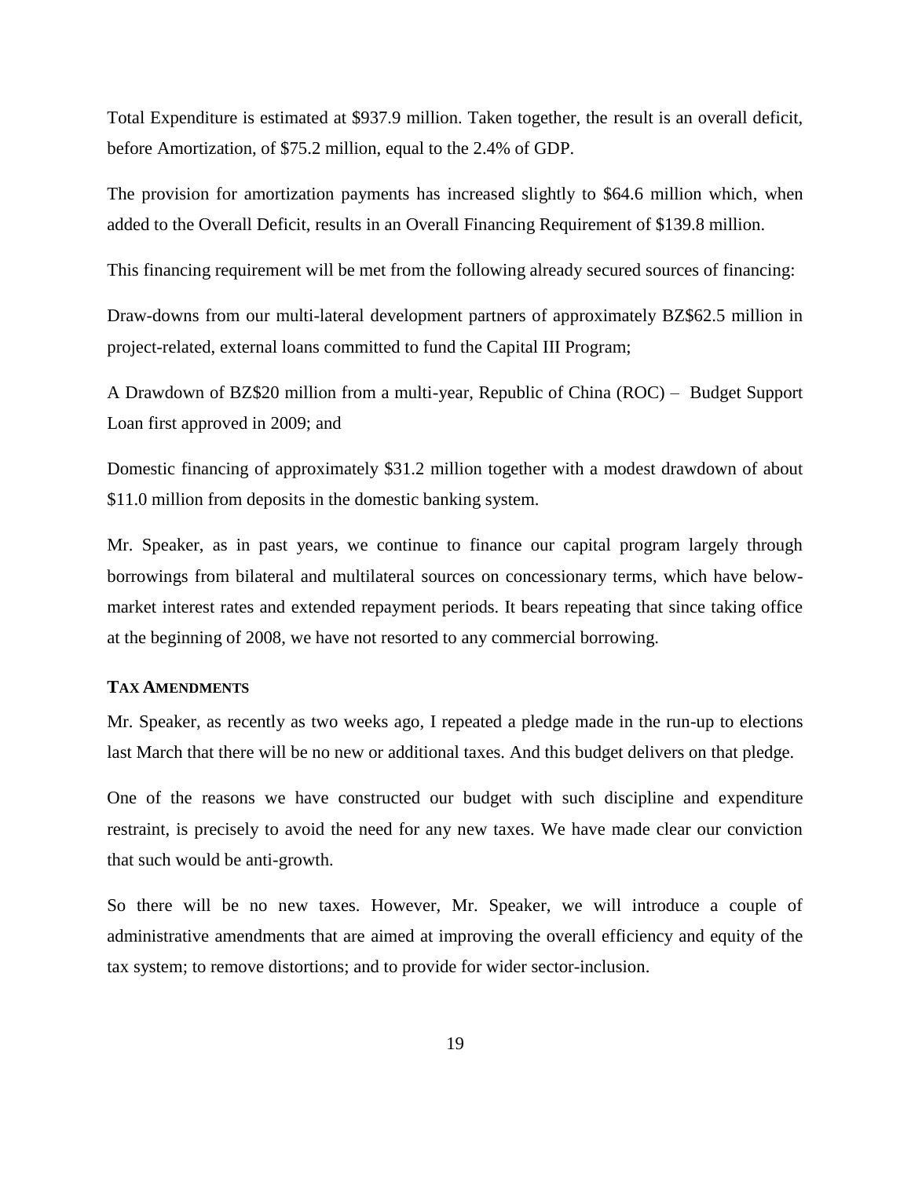Total Expenditure is estimated at $937.9 million. Taken together, the result is an overall deficit, before Amortization, of $75.2 million, equal to the 2.4% of GDP.

The provision for amortization payments has increased slightly to $64.6 million which, when added to the Overall Deficit, results in an Overall Financing Requirement of $139.8 million.

This financing requirement will be met from the following already secured sources of financing:

Draw-downs from our multi-lateral development partners of approximately BZ$62.5 million in project-related, external loans committed to fund the Capital III Program;

A Drawdown of BZ$20 million from a multi-year, Republic of China (ROC) – Budget Support Loan first approved in 2009; and

Domestic financing of approximately $31.2 million together with a modest drawdown of about $11.0 million from deposits in the domestic banking system.

Mr. Speaker, as in past years, we continue to finance our capital program largely through borrowings from bilateral and multilateral sources on concessionary terms, which have below-market interest rates and extended repayment periods. It bears repeating that since taking office at the beginning of 2008, we have not resorted to any commercial borrowing.

### TAX AMENDMENTS

Mr. Speaker, as recently as two weeks ago, I repeated a pledge made in the run-up to elections last March that there will be no new or additional taxes. And this budget delivers on that pledge.

One of the reasons we have constructed our budget with such discipline and expenditure restraint, is precisely to avoid the need for any new taxes. We have made clear our conviction that such would be anti-growth.

So there will be no new taxes. However, Mr. Speaker, we will introduce a couple of administrative amendments that are aimed at improving the overall efficiency and equity of the tax system; to remove distortions; and to provide for wider sector-inclusion.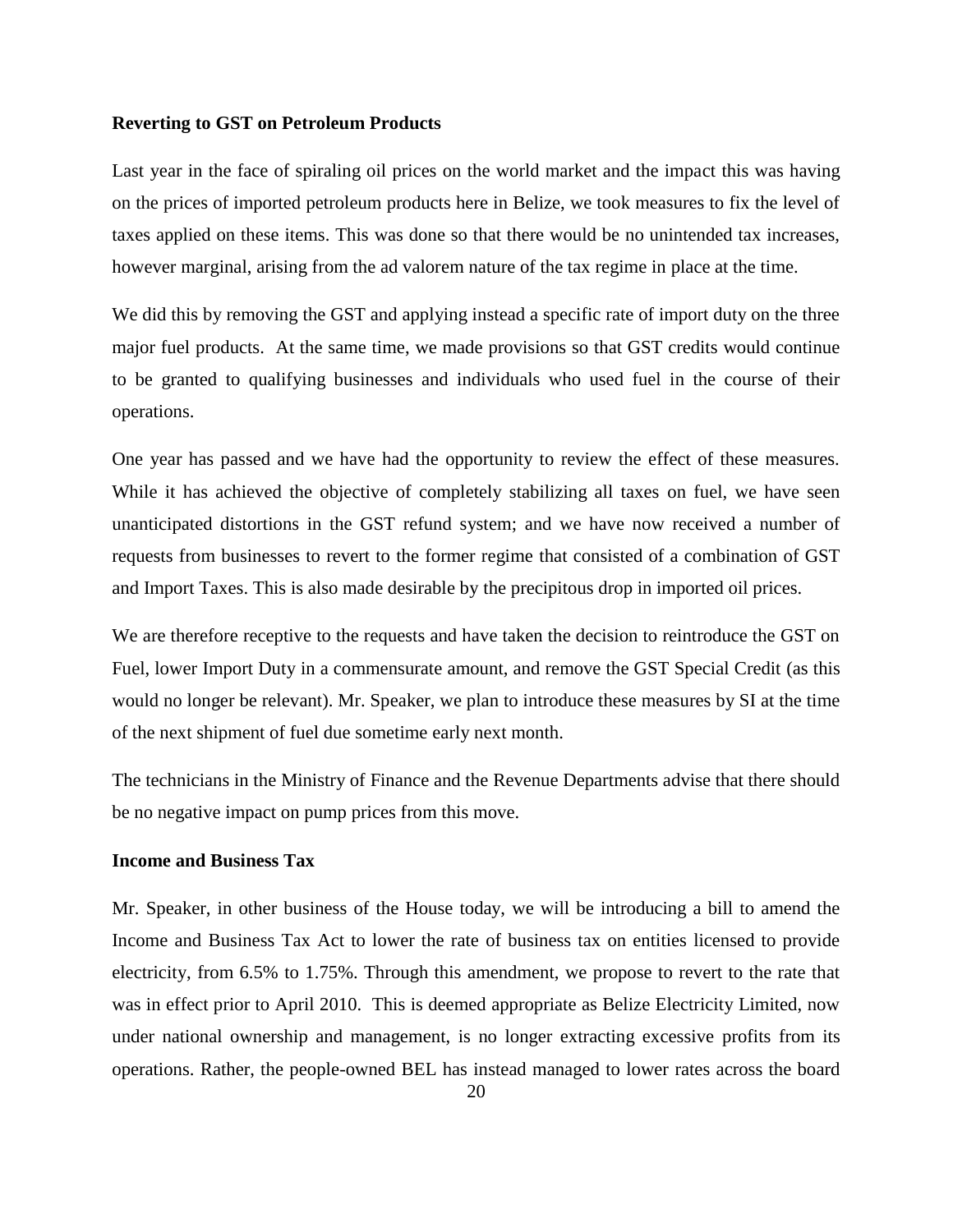**Reverting to GST on Petroleum Products**

Last year in the face of spiraling oil prices on the world market and the impact this was having on the prices of imported petroleum products here in Belize, we took measures to fix the level of taxes applied on these items. This was done so that there would be no unintended tax increases, however marginal, arising from the ad valorem nature of the tax regime in place at the time.

We did this by removing the GST and applying instead a specific rate of import duty on the three major fuel products. At the same time, we made provisions so that GST credits would continue to be granted to qualifying businesses and individuals who used fuel in the course of their operations.

One year has passed and we have had the opportunity to review the effect of these measures. While it has achieved the objective of completely stabilizing all taxes on fuel, we have seen unanticipated distortions in the GST refund system; and we have now received a number of requests from businesses to revert to the former regime that consisted of a combination of GST and Import Taxes. This is also made desirable by the precipitous drop in imported oil prices.

We are therefore receptive to the requests and have taken the decision to reintroduce the GST on Fuel, lower Import Duty in a commensurate amount, and remove the GST Special Credit (as this would no longer be relevant). Mr. Speaker, we plan to introduce these measures by SI at the time of the next shipment of fuel due sometime early next month.

The technicians in the Ministry of Finance and the Revenue Departments advise that there should be no negative impact on pump prices from this move.

**Income and Business Tax**

Mr. Speaker, in other business of the House today, we will be introducing a bill to amend the Income and Business Tax Act to lower the rate of business tax on entities licensed to provide electricity, from 6.5% to 1.75%. Through this amendment, we propose to revert to the rate that was in effect prior to April 2010. This is deemed appropriate as Belize Electricity Limited, now under national ownership and management, is no longer extracting excessive profits from its operations. Rather, the people-owned BEL has instead managed to lower rates across the board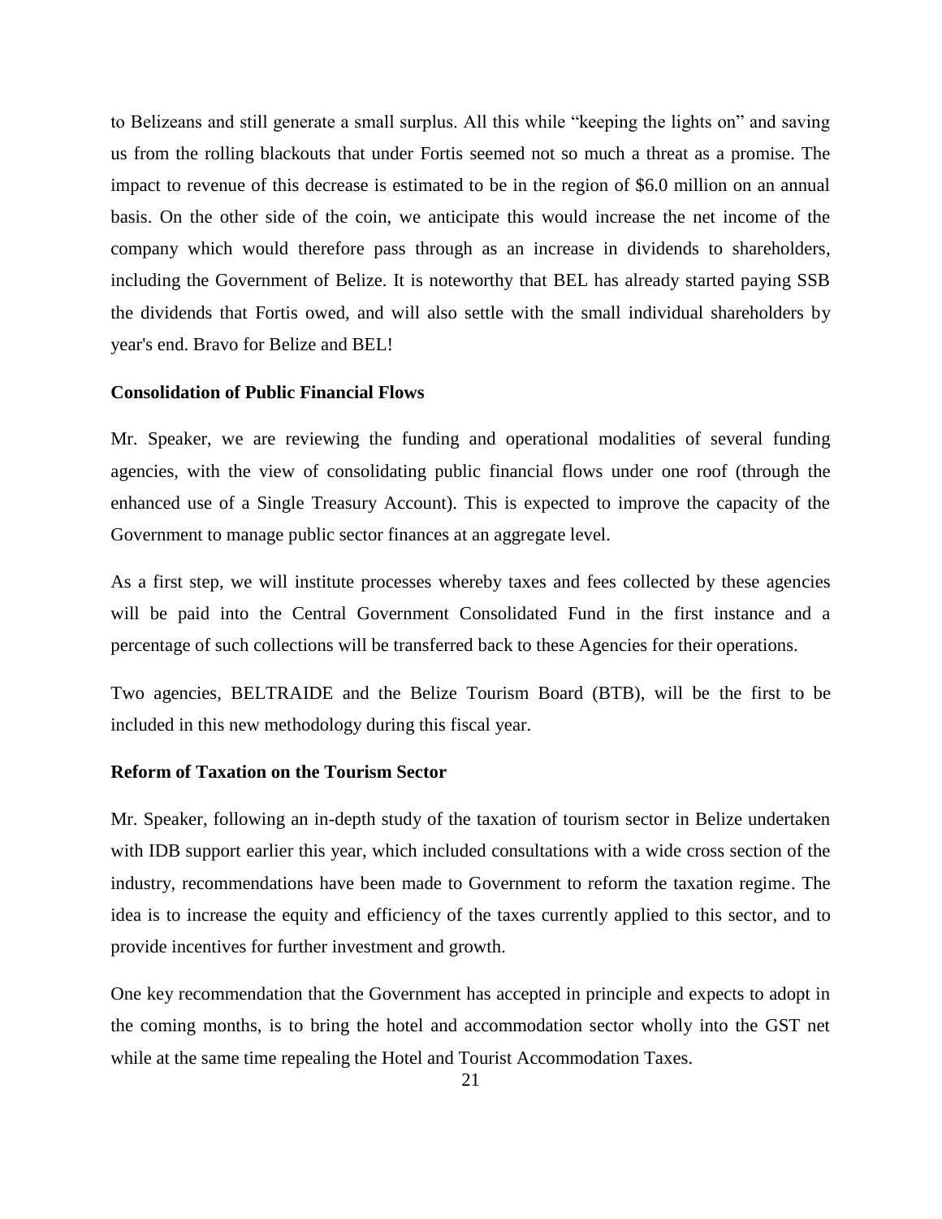to Belizeans and still generate a small surplus. All this while "keeping the lights on" and saving us from the rolling blackouts that under Fortis seemed not so much a threat as a promise. The impact to revenue of this decrease is estimated to be in the region of $6.0 million on an annual basis. On the other side of the coin, we anticipate this would increase the net income of the company which would therefore pass through as an increase in dividends to shareholders, including the Government of Belize. It is noteworthy that BEL has already started paying SSB the dividends that Fortis owed, and will also settle with the small individual shareholders by year's end. Bravo for Belize and BEL!

**Consolidation of Public Financial Flows**

Mr. Speaker, we are reviewing the funding and operational modalities of several funding agencies, with the view of consolidating public financial flows under one roof (through the enhanced use of a Single Treasury Account). This is expected to improve the capacity of the Government to manage public sector finances at an aggregate level.

As a first step, we will institute processes whereby taxes and fees collected by these agencies will be paid into the Central Government Consolidated Fund in the first instance and a percentage of such collections will be transferred back to these Agencies for their operations.

Two agencies, BELTRAIDE and the Belize Tourism Board (BTB), will be the first to be included in this new methodology during this fiscal year.

**Reform of Taxation on the Tourism Sector**

Mr. Speaker, following an in-depth study of the taxation of tourism sector in Belize undertaken with IDB support earlier this year, which included consultations with a wide cross section of the industry, recommendations have been made to Government to reform the taxation regime. The idea is to increase the equity and efficiency of the taxes currently applied to this sector, and to provide incentives for further investment and growth.

One key recommendation that the Government has accepted in principle and expects to adopt in the coming months, is to bring the hotel and accommodation sector wholly into the GST net while at the same time repealing the Hotel and Tourist Accommodation Taxes.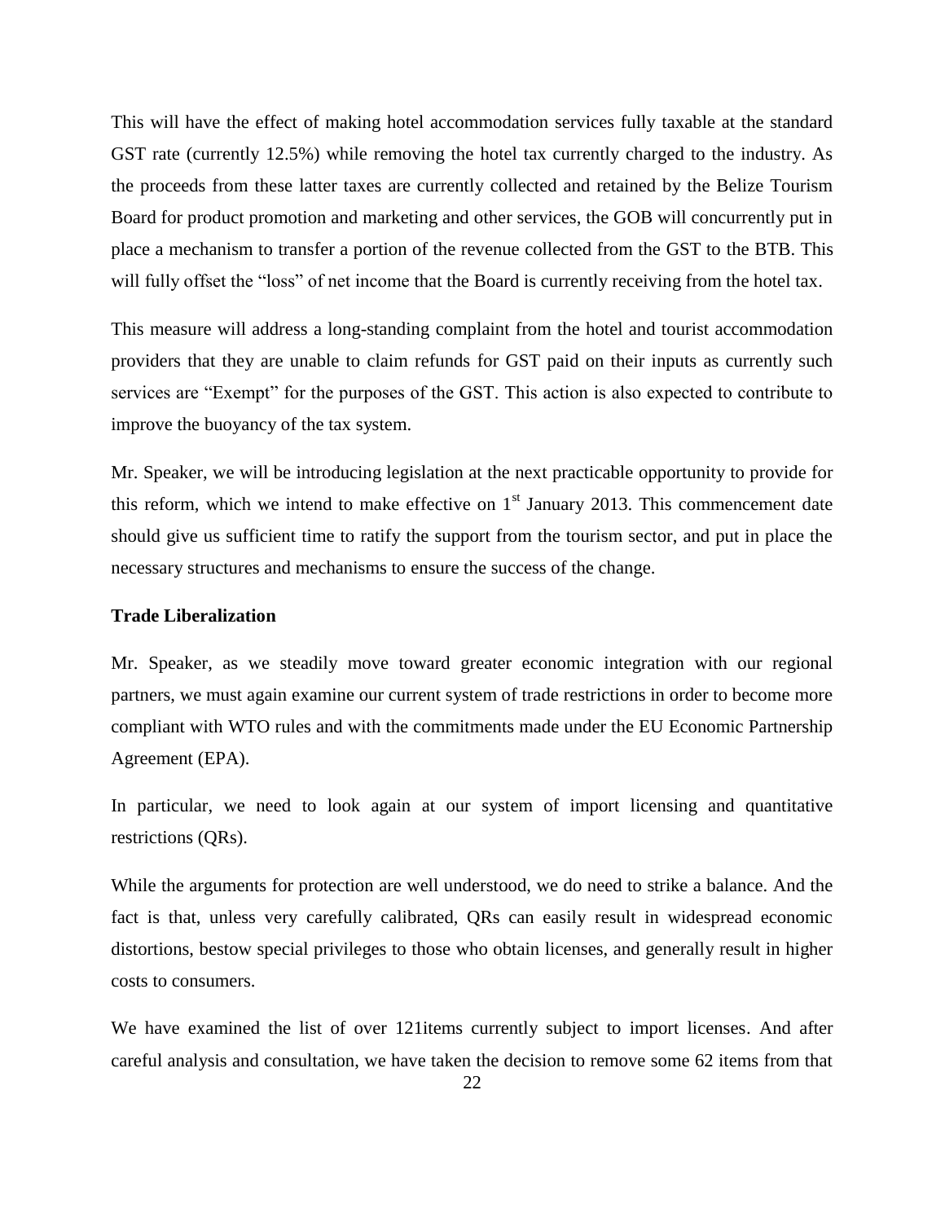This will have the effect of making hotel accommodation services fully taxable at the standard GST rate (currently 12.5%) while removing the hotel tax currently charged to the industry. As the proceeds from these latter taxes are currently collected and retained by the Belize Tourism Board for product promotion and marketing and other services, the GOB will concurrently put in place a mechanism to transfer a portion of the revenue collected from the GST to the BTB. This will fully offset the "loss" of net income that the Board is currently receiving from the hotel tax.

This measure will address a long-standing complaint from the hotel and tourist accommodation providers that they are unable to claim refunds for GST paid on their inputs as currently such services are "Exempt" for the purposes of the GST. This action is also expected to contribute to improve the buoyancy of the tax system.

Mr. Speaker, we will be introducing legislation at the next practicable opportunity to provide for this reform, which we intend to make effective on 1st January 2013. This commencement date should give us sufficient time to ratify the support from the tourism sector, and put in place the necessary structures and mechanisms to ensure the success of the change.

**Trade Liberalization**

Mr. Speaker, as we steadily move toward greater economic integration with our regional partners, we must again examine our current system of trade restrictions in order to become more compliant with WTO rules and with the commitments made under the EU Economic Partnership Agreement (EPA).

In particular, we need to look again at our system of import licensing and quantitative restrictions (QRs).

While the arguments for protection are well understood, we do need to strike a balance. And the fact is that, unless very carefully calibrated, QRs can easily result in widespread economic distortions, bestow special privileges to those who obtain licenses, and generally result in higher costs to consumers.

We have examined the list of over 121items currently subject to import licenses. And after careful analysis and consultation, we have taken the decision to remove some 62 items from that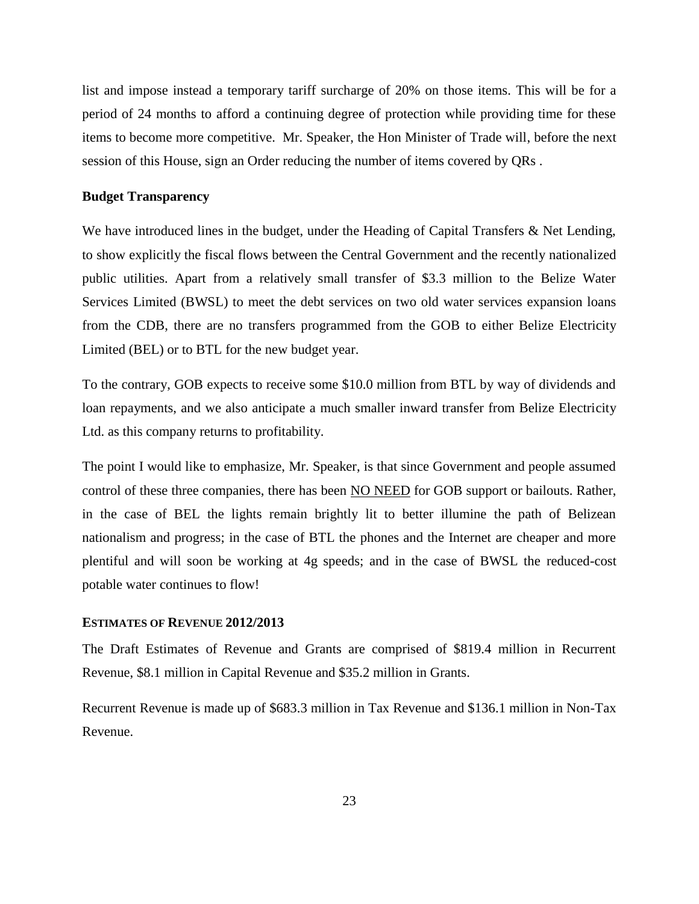list and impose instead a temporary tariff surcharge of 20% on those items. This will be for a period of 24 months to afford a continuing degree of protection while providing time for these items to become more competitive. Mr. Speaker, the Hon Minister of Trade will, before the next session of this House, sign an Order reducing the number of items covered by QRs .

**Budget Transparency**

We have introduced lines in the budget, under the Heading of Capital Transfers & Net Lending, to show explicitly the fiscal flows between the Central Government and the recently nationalized public utilities. Apart from a relatively small transfer of $3.3 million to the Belize Water Services Limited (BWSL) to meet the debt services on two old water services expansion loans from the CDB, there are no transfers programmed from the GOB to either Belize Electricity Limited (BEL) or to BTL for the new budget year.

To the contrary, GOB expects to receive some $10.0 million from BTL by way of dividends and loan repayments, and we also anticipate a much smaller inward transfer from Belize Electricity Ltd. as this company returns to profitability.

The point I would like to emphasize, Mr. Speaker, is that since Government and people assumed control of these three companies, there has been <u>NO NEED</u> for GOB support or bailouts. Rather, in the case of BEL the lights remain brightly lit to better illumine the path of Belizean nationalism and progress; in the case of BTL the phones and the Internet are cheaper and more plentiful and will soon be working at 4g speeds; and in the case of BWSL the reduced-cost potable water continues to flow!

**ESTIMATES OF REVENUE 2012/2013**

The Draft Estimates of Revenue and Grants are comprised of $819.4 million in Recurrent Revenue, $8.1 million in Capital Revenue and $35.2 million in Grants.

Recurrent Revenue is made up of $683.3 million in Tax Revenue and $136.1 million in Non-Tax Revenue.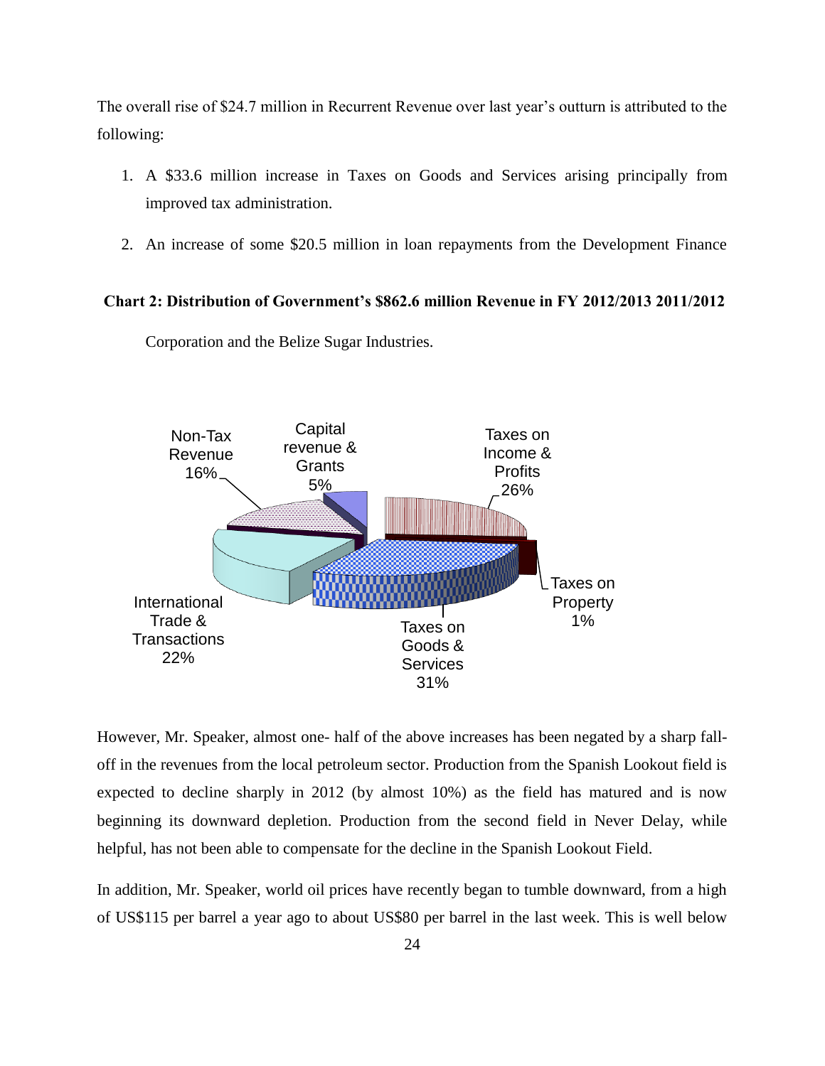The overall rise of $24.7 million in Recurrent Revenue over last year's outturn is attributed to the following:

1. A $33.6 million increase in Taxes on Goods and Services arising principally from improved tax administration.
2. An increase of some $20.5 million in loan repayments from the Development Finance Corporation and the Belize Sugar Industries.

**Chart 2: Distribution of Government's $862.6 million Revenue in FY 2012/2013 2011/2012**

Non-Tax Revenue 16%
Capital revenue & Grants 5%
Taxes on Income & Profits 26%
Taxes on Property 1%
Taxes on Goods & Services 31%
International Trade & Transactions 22%

However, Mr. Speaker, almost one- half of the above increases has been negated by a sharp fall-off in the revenues from the local petroleum sector. Production from the Spanish Lookout field is expected to decline sharply in 2012 (by almost 10%) as the field has matured and is now beginning its downward depletion. Production from the second field in Never Delay, while helpful, has not been able to compensate for the decline in the Spanish Lookout Field.

In addition, Mr. Speaker, world oil prices have recently began to tumble downward, from a high of US$115 per barrel a year ago to about US$80 per barrel in the last week. This is well below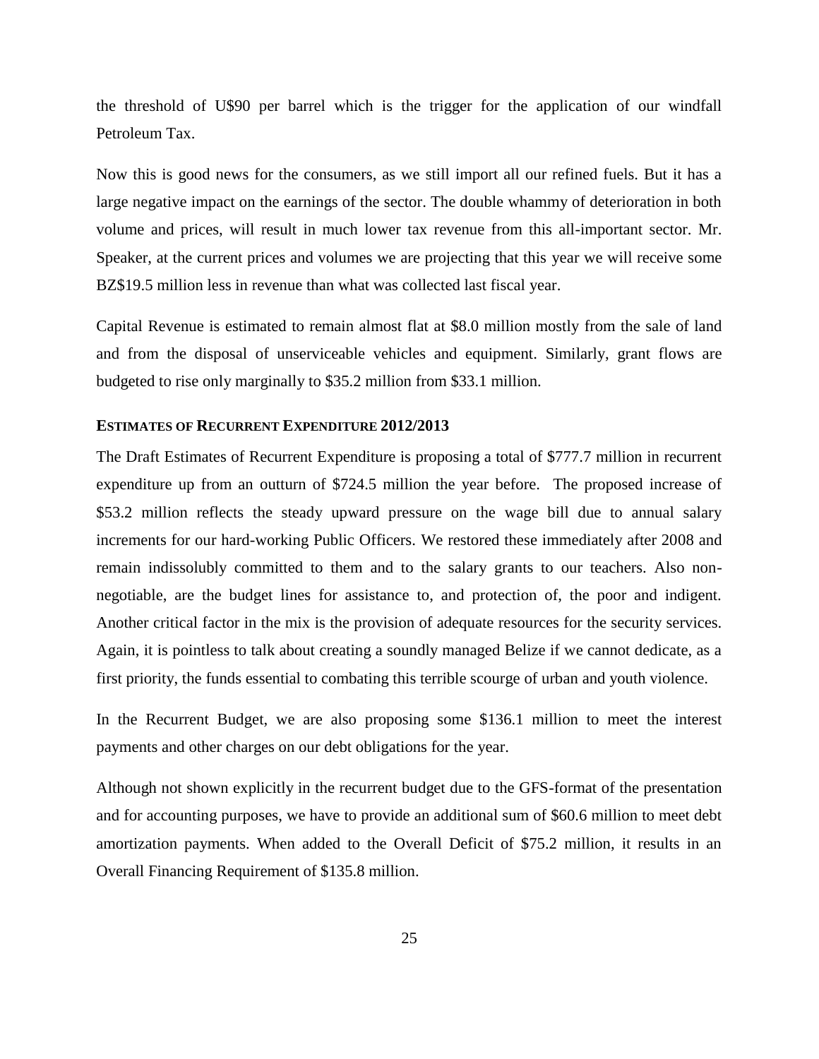the threshold of U$90 per barrel which is the trigger for the application of our windfall Petroleum Tax.

Now this is good news for the consumers, as we still import all our refined fuels. But it has a large negative impact on the earnings of the sector. The double whammy of deterioration in both volume and prices, will result in much lower tax revenue from this all-important sector. Mr. Speaker, at the current prices and volumes we are projecting that this year we will receive some BZ$19.5 million less in revenue than what was collected last fiscal year.

Capital Revenue is estimated to remain almost flat at $8.0 million mostly from the sale of land and from the disposal of unserviceable vehicles and equipment. Similarly, grant flows are budgeted to rise only marginally to $35.2 million from $33.1 million.

### ESTIMATES OF RECURRENT EXPENDITURE 2012/2013

The Draft Estimates of Recurrent Expenditure is proposing a total of $777.7 million in recurrent expenditure up from an outturn of $724.5 million the year before. The proposed increase of $53.2 million reflects the steady upward pressure on the wage bill due to annual salary increments for our hard-working Public Officers. We restored these immediately after 2008 and remain indissolubly committed to them and to the salary grants to our teachers. Also non-negotiable, are the budget lines for assistance to, and protection of, the poor and indigent. Another critical factor in the mix is the provision of adequate resources for the security services. Again, it is pointless to talk about creating a soundly managed Belize if we cannot dedicate, as a first priority, the funds essential to combating this terrible scourge of urban and youth violence.

In the Recurrent Budget, we are also proposing some $136.1 million to meet the interest payments and other charges on our debt obligations for the year.

Although not shown explicitly in the recurrent budget due to the GFS-format of the presentation and for accounting purposes, we have to provide an additional sum of $60.6 million to meet debt amortization payments. When added to the Overall Deficit of $75.2 million, it results in an Overall Financing Requirement of $135.8 million.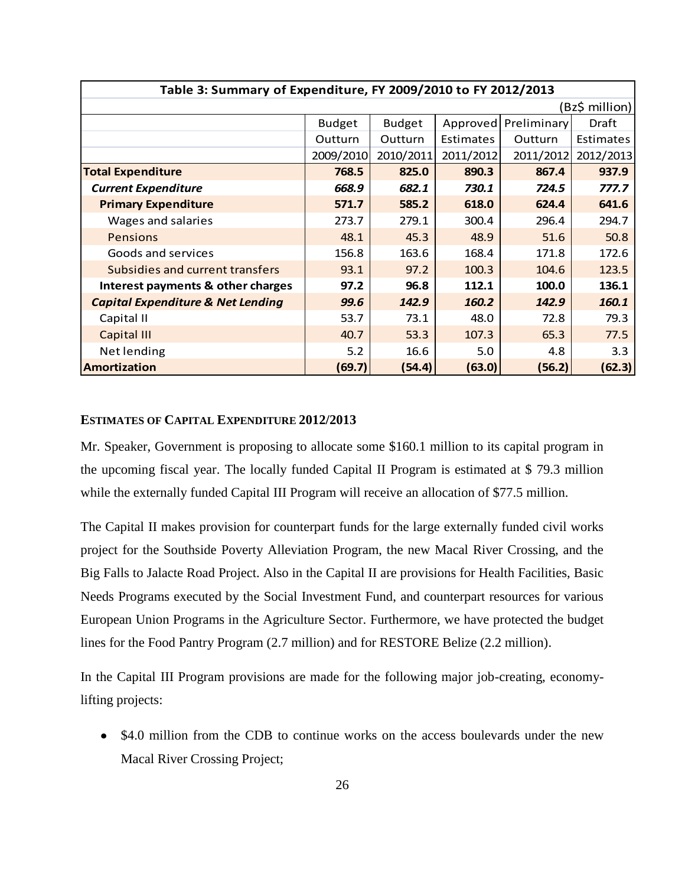| Table 3: Summary of Expenditure, FY 2009/2010 to FY 2012/2013 | | | | | |
|---|---|---|---|---|---|
| | | | | | (Bz$ million) |
| | Budget Outturn 2009/2010 | Budget Outturn 2010/2011 | Approved Estimates 2011/2012 | Preliminary Outturn 2011/2012 | Draft Estimates 2012/2013 |
| **Total Expenditure** | **768.5** | **825.0** | **890.3** | **867.4** | **937.9** |
| ***Current Expenditure*** | ***668.9*** | ***682.1*** | ***730.1*** | ***724.5*** | ***777.7*** |
| **Primary Expenditure** | **571.7** | **585.2** | **618.0** | **624.4** | **641.6** |
| Wages and salaries | 273.7 | 279.1 | 300.4 | 296.4 | 294.7 |
| Pensions | 48.1 | 45.3 | 48.9 | 51.6 | 50.8 |
| Goods and services | 156.8 | 163.6 | 168.4 | 171.8 | 172.6 |
| Subsidies and current transfers | 93.1 | 97.2 | 100.3 | 104.6 | 123.5 |
| **Interest payments & other charges** | **97.2** | **96.8** | **112.1** | **100.0** | **136.1** |
| ***Capital Expenditure & Net Lending*** | ***99.6*** | ***142.9*** | ***160.2*** | ***142.9*** | ***160.1*** |
| Capital II | 53.7 | 73.1 | 48.0 | 72.8 | 79.3 |
| Capital III | 40.7 | 53.3 | 107.3 | 65.3 | 77.5 |
| Net lending | 5.2 | 16.6 | 5.0 | 4.8 | 3.3 |
| **Amortization** | **(69.7)** | **(54.4)** | **(63.0)** | **(56.2)** | **(62.3)** |

**ESTIMATES OF CAPITAL EXPENDITURE 2012/2013**

Mr. Speaker, Government is proposing to allocate some $160.1 million to its capital program in the upcoming fiscal year. The locally funded Capital II Program is estimated at $ 79.3 million while the externally funded Capital III Program will receive an allocation of $77.5 million.

The Capital II makes provision for counterpart funds for the large externally funded civil works project for the Southside Poverty Alleviation Program, the new Macal River Crossing, and the Big Falls to Jalacte Road Project. Also in the Capital II are provisions for Health Facilities, Basic Needs Programs executed by the Social Investment Fund, and counterpart resources for various European Union Programs in the Agriculture Sector. Furthermore, we have protected the budget lines for the Food Pantry Program (2.7 million) and for RESTORE Belize (2.2 million).

In the Capital III Program provisions are made for the following major job-creating, economy-lifting projects:

- $4.0 million from the CDB to continue works on the access boulevards under the new Macal River Crossing Project;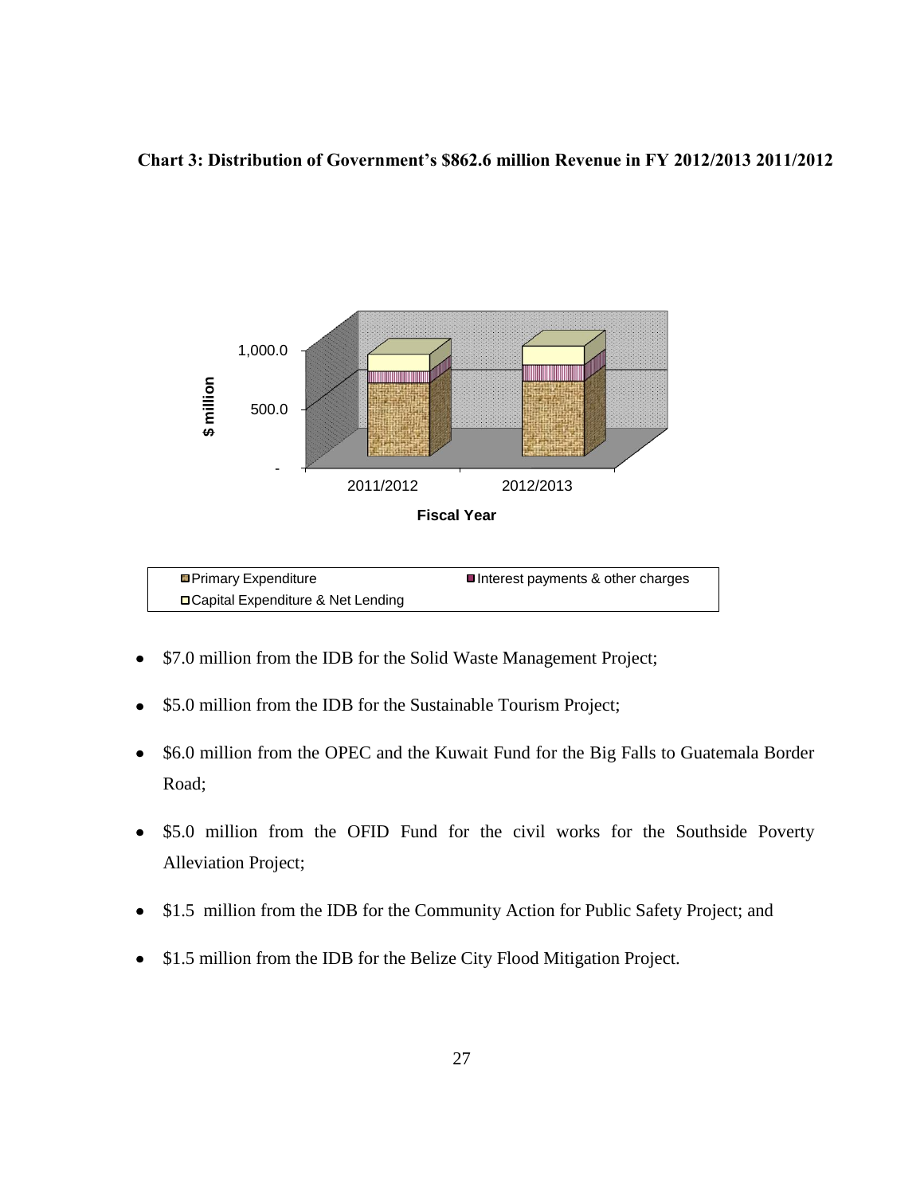**Chart 3: Distribution of Government's $862.6 million Revenue in FY 2012/2013 2011/2012**

1,000.0

500.0

-

$ million

2011/2012

2012/2013

Fiscal Year

Primary Expenditure

Interest payments & other charges

Capital Expenditure & Net Lending

- $7.0 million from the IDB for the Solid Waste Management Project;
- $5.0 million from the IDB for the Sustainable Tourism Project;
- $6.0 million from the OPEC and the Kuwait Fund for the Big Falls to Guatemala Border Road;
- $5.0 million from the OFID Fund for the civil works for the Southside Poverty Alleviation Project;
- $1.5 million from the IDB for the Community Action for Public Safety Project; and
- $1.5 million from the IDB for the Belize City Flood Mitigation Project.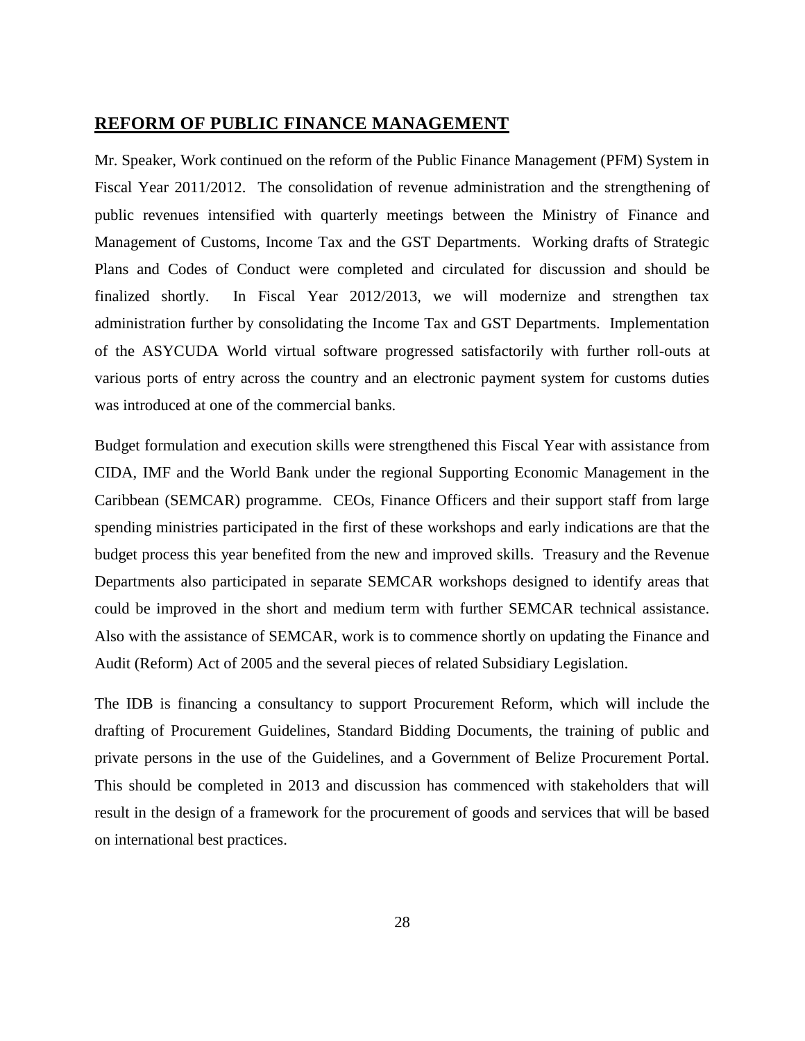## REFORM OF PUBLIC FINANCE MANAGEMENT

Mr. Speaker, Work continued on the reform of the Public Finance Management (PFM) System in Fiscal Year 2011/2012. The consolidation of revenue administration and the strengthening of public revenues intensified with quarterly meetings between the Ministry of Finance and Management of Customs, Income Tax and the GST Departments. Working drafts of Strategic Plans and Codes of Conduct were completed and circulated for discussion and should be finalized shortly. In Fiscal Year 2012/2013, we will modernize and strengthen tax administration further by consolidating the Income Tax and GST Departments. Implementation of the ASYCUDA World virtual software progressed satisfactorily with further roll-outs at various ports of entry across the country and an electronic payment system for customs duties was introduced at one of the commercial banks.

Budget formulation and execution skills were strengthened this Fiscal Year with assistance from CIDA, IMF and the World Bank under the regional Supporting Economic Management in the Caribbean (SEMCAR) programme. CEOs, Finance Officers and their support staff from large spending ministries participated in the first of these workshops and early indications are that the budget process this year benefited from the new and improved skills. Treasury and the Revenue Departments also participated in separate SEMCAR workshops designed to identify areas that could be improved in the short and medium term with further SEMCAR technical assistance. Also with the assistance of SEMCAR, work is to commence shortly on updating the Finance and Audit (Reform) Act of 2005 and the several pieces of related Subsidiary Legislation.

The IDB is financing a consultancy to support Procurement Reform, which will include the drafting of Procurement Guidelines, Standard Bidding Documents, the training of public and private persons in the use of the Guidelines, and a Government of Belize Procurement Portal. This should be completed in 2013 and discussion has commenced with stakeholders that will result in the design of a framework for the procurement of goods and services that will be based on international best practices.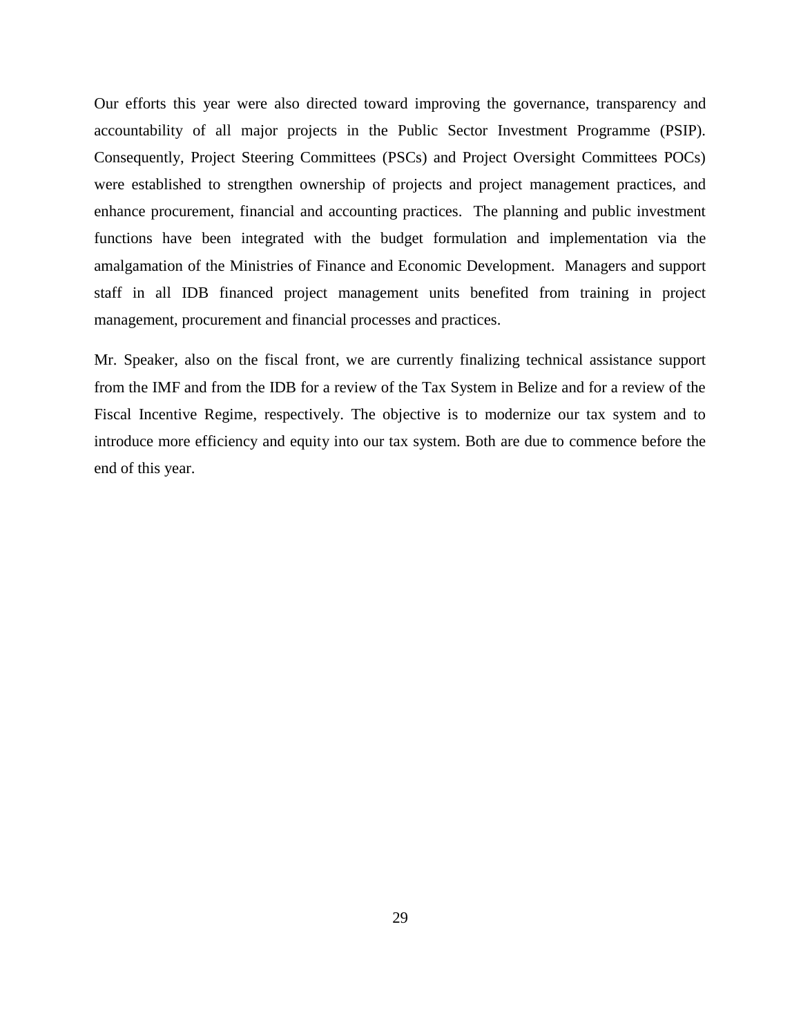Our efforts this year were also directed toward improving the governance, transparency and accountability of all major projects in the Public Sector Investment Programme (PSIP). Consequently, Project Steering Committees (PSCs) and Project Oversight Committees POCs) were established to strengthen ownership of projects and project management practices, and enhance procurement, financial and accounting practices. The planning and public investment functions have been integrated with the budget formulation and implementation via the amalgamation of the Ministries of Finance and Economic Development. Managers and support staff in all IDB financed project management units benefited from training in project management, procurement and financial processes and practices.

Mr. Speaker, also on the fiscal front, we are currently finalizing technical assistance support from the IMF and from the IDB for a review of the Tax System in Belize and for a review of the Fiscal Incentive Regime, respectively. The objective is to modernize our tax system and to introduce more efficiency and equity into our tax system. Both are due to commence before the end of this year.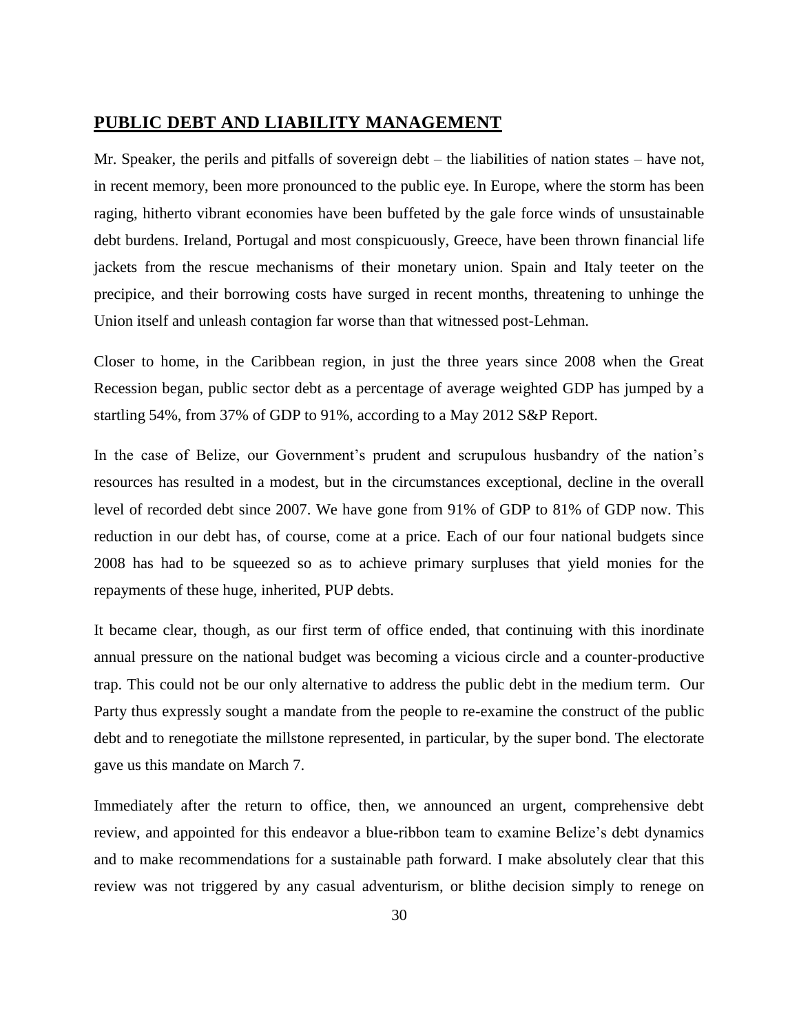## PUBLIC DEBT AND LIABILITY MANAGEMENT

Mr. Speaker, the perils and pitfalls of sovereign debt – the liabilities of nation states – have not, in recent memory, been more pronounced to the public eye. In Europe, where the storm has been raging, hitherto vibrant economies have been buffeted by the gale force winds of unsustainable debt burdens. Ireland, Portugal and most conspicuously, Greece, have been thrown financial life jackets from the rescue mechanisms of their monetary union. Spain and Italy teeter on the precipice, and their borrowing costs have surged in recent months, threatening to unhinge the Union itself and unleash contagion far worse than that witnessed post-Lehman.

Closer to home, in the Caribbean region, in just the three years since 2008 when the Great Recession began, public sector debt as a percentage of average weighted GDP has jumped by a startling 54%, from 37% of GDP to 91%, according to a May 2012 S&P Report.

In the case of Belize, our Government's prudent and scrupulous husbandry of the nation's resources has resulted in a modest, but in the circumstances exceptional, decline in the overall level of recorded debt since 2007. We have gone from 91% of GDP to 81% of GDP now. This reduction in our debt has, of course, come at a price. Each of our four national budgets since 2008 has had to be squeezed so as to achieve primary surpluses that yield monies for the repayments of these huge, inherited, PUP debts.

It became clear, though, as our first term of office ended, that continuing with this inordinate annual pressure on the national budget was becoming a vicious circle and a counter-productive trap. This could not be our only alternative to address the public debt in the medium term. Our Party thus expressly sought a mandate from the people to re-examine the construct of the public debt and to renegotiate the millstone represented, in particular, by the super bond. The electorate gave us this mandate on March 7.

Immediately after the return to office, then, we announced an urgent, comprehensive debt review, and appointed for this endeavor a blue-ribbon team to examine Belize's debt dynamics and to make recommendations for a sustainable path forward. I make absolutely clear that this review was not triggered by any casual adventurism, or blithe decision simply to renege on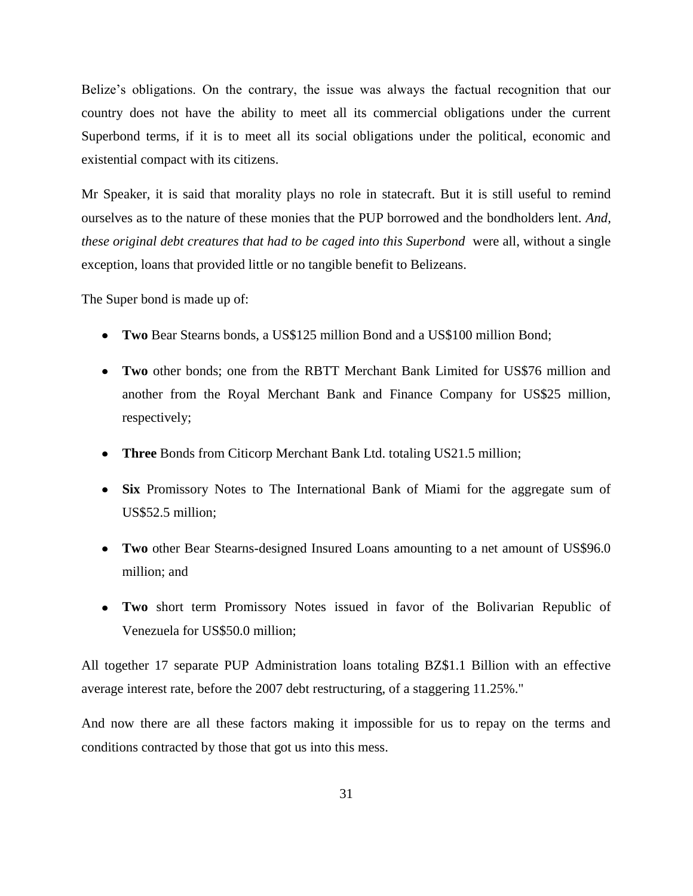Belize's obligations. On the contrary, the issue was always the factual recognition that our country does not have the ability to meet all its commercial obligations under the current Superbond terms, if it is to meet all its social obligations under the political, economic and existential compact with its citizens.

Mr Speaker, it is said that morality plays no role in statecraft. But it is still useful to remind ourselves as to the nature of these monies that the PUP borrowed and the bondholders lent. *And, these original debt creatures that had to be caged into this Superbond* were all, without a single exception, loans that provided little or no tangible benefit to Belizeans.

The Super bond is made up of:

- **Two** Bear Stearns bonds, a US$125 million Bond and a US$100 million Bond;
- **Two** other bonds; one from the RBTT Merchant Bank Limited for US$76 million and another from the Royal Merchant Bank and Finance Company for US$25 million, respectively;
- **Three** Bonds from Citicorp Merchant Bank Ltd. totaling US21.5 million;
- **Six** Promissory Notes to The International Bank of Miami for the aggregate sum of US$52.5 million;
- **Two** other Bear Stearns-designed Insured Loans amounting to a net amount of US$96.0 million; and
- **Two** short term Promissory Notes issued in favor of the Bolivarian Republic of Venezuela for US$50.0 million;

All together 17 separate PUP Administration loans totaling BZ$1.1 Billion with an effective average interest rate, before the 2007 debt restructuring, of a staggering 11.25%."

And now there are all these factors making it impossible for us to repay on the terms and conditions contracted by those that got us into this mess.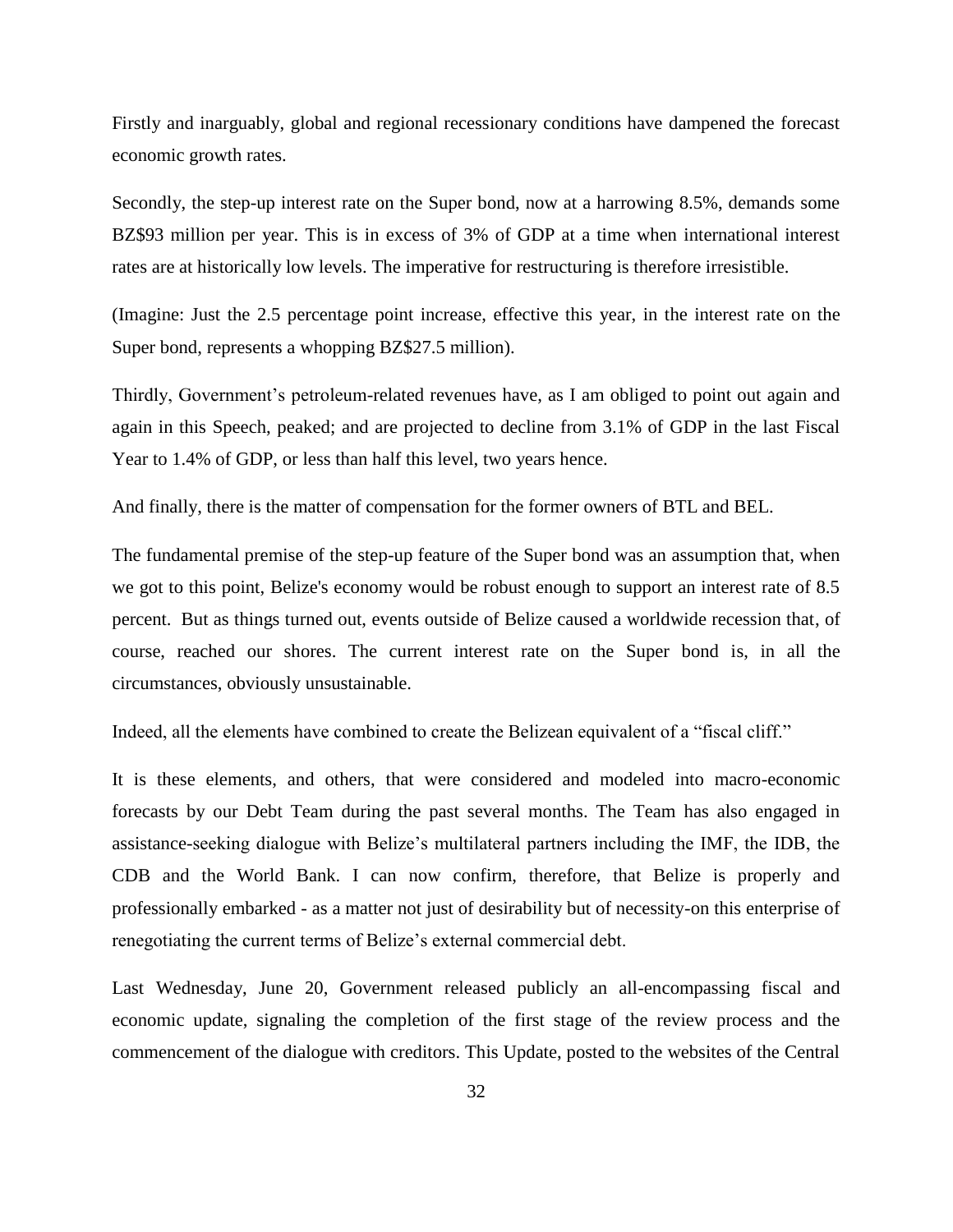Firstly and inarguably, global and regional recessionary conditions have dampened the forecast economic growth rates.

Secondly, the step-up interest rate on the Super bond, now at a harrowing 8.5%, demands some BZ$93 million per year. This is in excess of 3% of GDP at a time when international interest rates are at historically low levels. The imperative for restructuring is therefore irresistible.

(Imagine: Just the 2.5 percentage point increase, effective this year, in the interest rate on the Super bond, represents a whopping BZ$27.5 million).

Thirdly, Government's petroleum-related revenues have, as I am obliged to point out again and again in this Speech, peaked; and are projected to decline from 3.1% of GDP in the last Fiscal Year to 1.4% of GDP, or less than half this level, two years hence.

And finally, there is the matter of compensation for the former owners of BTL and BEL.

The fundamental premise of the step-up feature of the Super bond was an assumption that, when we got to this point, Belize's economy would be robust enough to support an interest rate of 8.5 percent. But as things turned out, events outside of Belize caused a worldwide recession that, of course, reached our shores. The current interest rate on the Super bond is, in all the circumstances, obviously unsustainable.

Indeed, all the elements have combined to create the Belizean equivalent of a "fiscal cliff."

It is these elements, and others, that were considered and modeled into macro-economic forecasts by our Debt Team during the past several months. The Team has also engaged in assistance-seeking dialogue with Belize's multilateral partners including the IMF, the IDB, the CDB and the World Bank. I can now confirm, therefore, that Belize is properly and professionally embarked - as a matter not just of desirability but of necessity-on this enterprise of renegotiating the current terms of Belize's external commercial debt.

Last Wednesday, June 20, Government released publicly an all-encompassing fiscal and economic update, signaling the completion of the first stage of the review process and the commencement of the dialogue with creditors. This Update, posted to the websites of the Central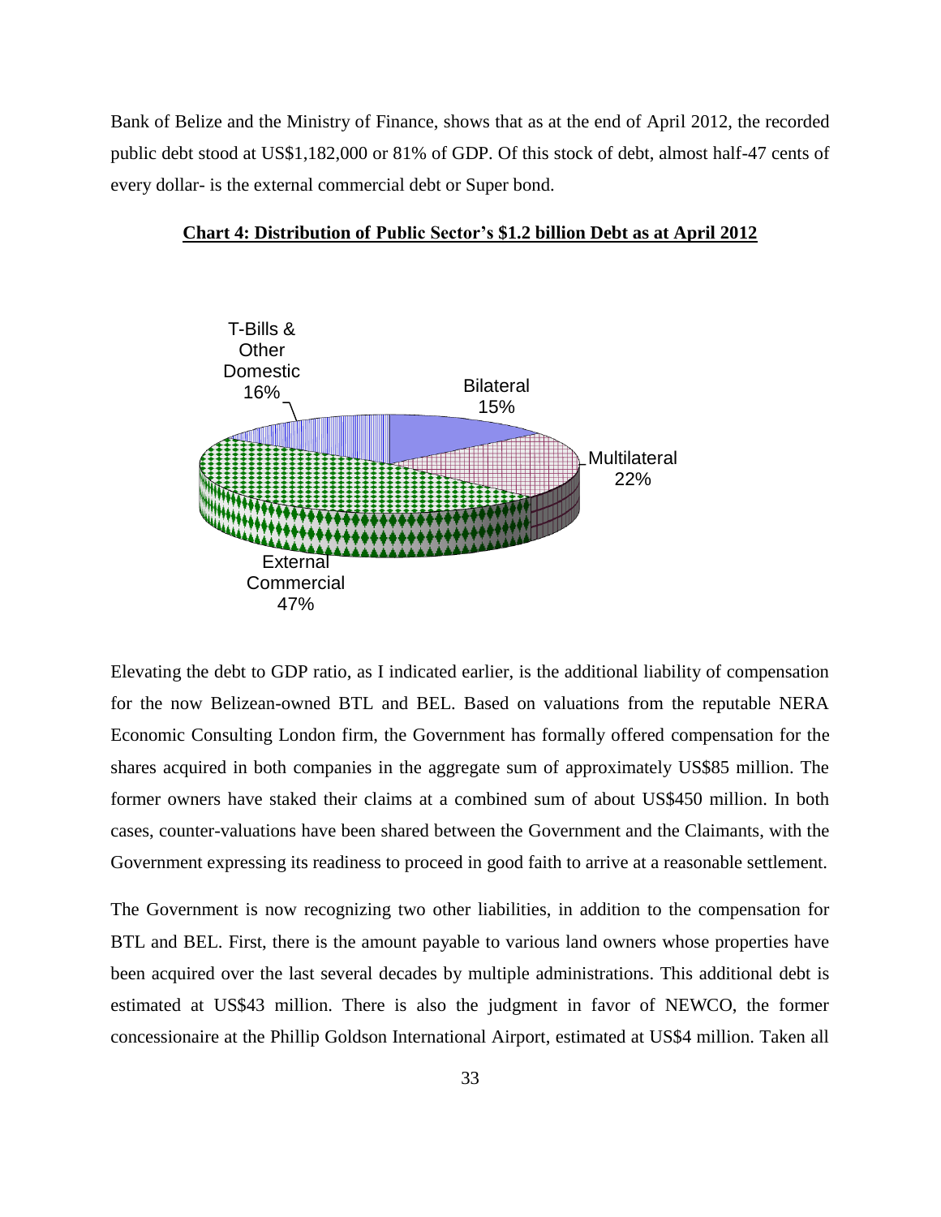Bank of Belize and the Ministry of Finance, shows that as at the end of April 2012, the recorded public debt stood at US$1,182,000 or 81% of GDP. Of this stock of debt, almost half-47 cents of every dollar- is the external commercial debt or Super bond.

**Chart 4: Distribution of Public Sector's $1.2 billion Debt as at April 2012**

T-Bills & Other Domestic 16%

Bilateral 15%

Multilateral 22%

External Commercial 47%

Elevating the debt to GDP ratio, as I indicated earlier, is the additional liability of compensation for the now Belizean-owned BTL and BEL. Based on valuations from the reputable NERA Economic Consulting London firm, the Government has formally offered compensation for the shares acquired in both companies in the aggregate sum of approximately US$85 million. The former owners have staked their claims at a combined sum of about US$450 million. In both cases, counter-valuations have been shared between the Government and the Claimants, with the Government expressing its readiness to proceed in good faith to arrive at a reasonable settlement.

The Government is now recognizing two other liabilities, in addition to the compensation for BTL and BEL. First, there is the amount payable to various land owners whose properties have been acquired over the last several decades by multiple administrations. This additional debt is estimated at US$43 million. There is also the judgment in favor of NEWCO, the former concessionaire at the Phillip Goldson International Airport, estimated at US$4 million. Taken all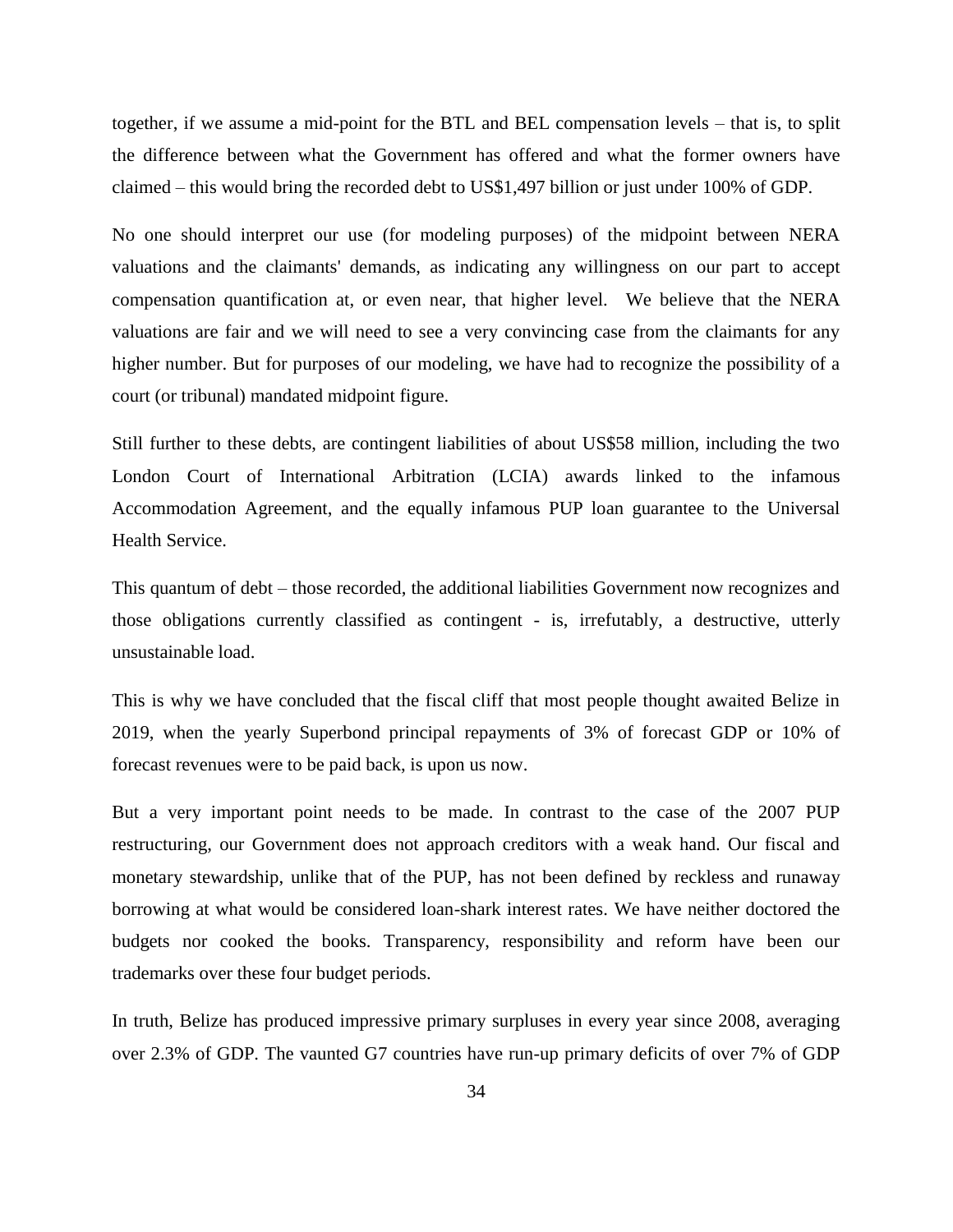together, if we assume a mid-point for the BTL and BEL compensation levels – that is, to split the difference between what the Government has offered and what the former owners have claimed – this would bring the recorded debt to US$1,497 billion or just under 100% of GDP.

No one should interpret our use (for modeling purposes) of the midpoint between NERA valuations and the claimants' demands, as indicating any willingness on our part to accept compensation quantification at, or even near, that higher level. We believe that the NERA valuations are fair and we will need to see a very convincing case from the claimants for any higher number. But for purposes of our modeling, we have had to recognize the possibility of a court (or tribunal) mandated midpoint figure.

Still further to these debts, are contingent liabilities of about US$58 million, including the two London Court of International Arbitration (LCIA) awards linked to the infamous Accommodation Agreement, and the equally infamous PUP loan guarantee to the Universal Health Service.

This quantum of debt – those recorded, the additional liabilities Government now recognizes and those obligations currently classified as contingent - is, irrefutably, a destructive, utterly unsustainable load.

This is why we have concluded that the fiscal cliff that most people thought awaited Belize in 2019, when the yearly Superbond principal repayments of 3% of forecast GDP or 10% of forecast revenues were to be paid back, is upon us now.

But a very important point needs to be made. In contrast to the case of the 2007 PUP restructuring, our Government does not approach creditors with a weak hand. Our fiscal and monetary stewardship, unlike that of the PUP, has not been defined by reckless and runaway borrowing at what would be considered loan-shark interest rates. We have neither doctored the budgets nor cooked the books. Transparency, responsibility and reform have been our trademarks over these four budget periods.

In truth, Belize has produced impressive primary surpluses in every year since 2008, averaging over 2.3% of GDP. The vaunted G7 countries have run-up primary deficits of over 7% of GDP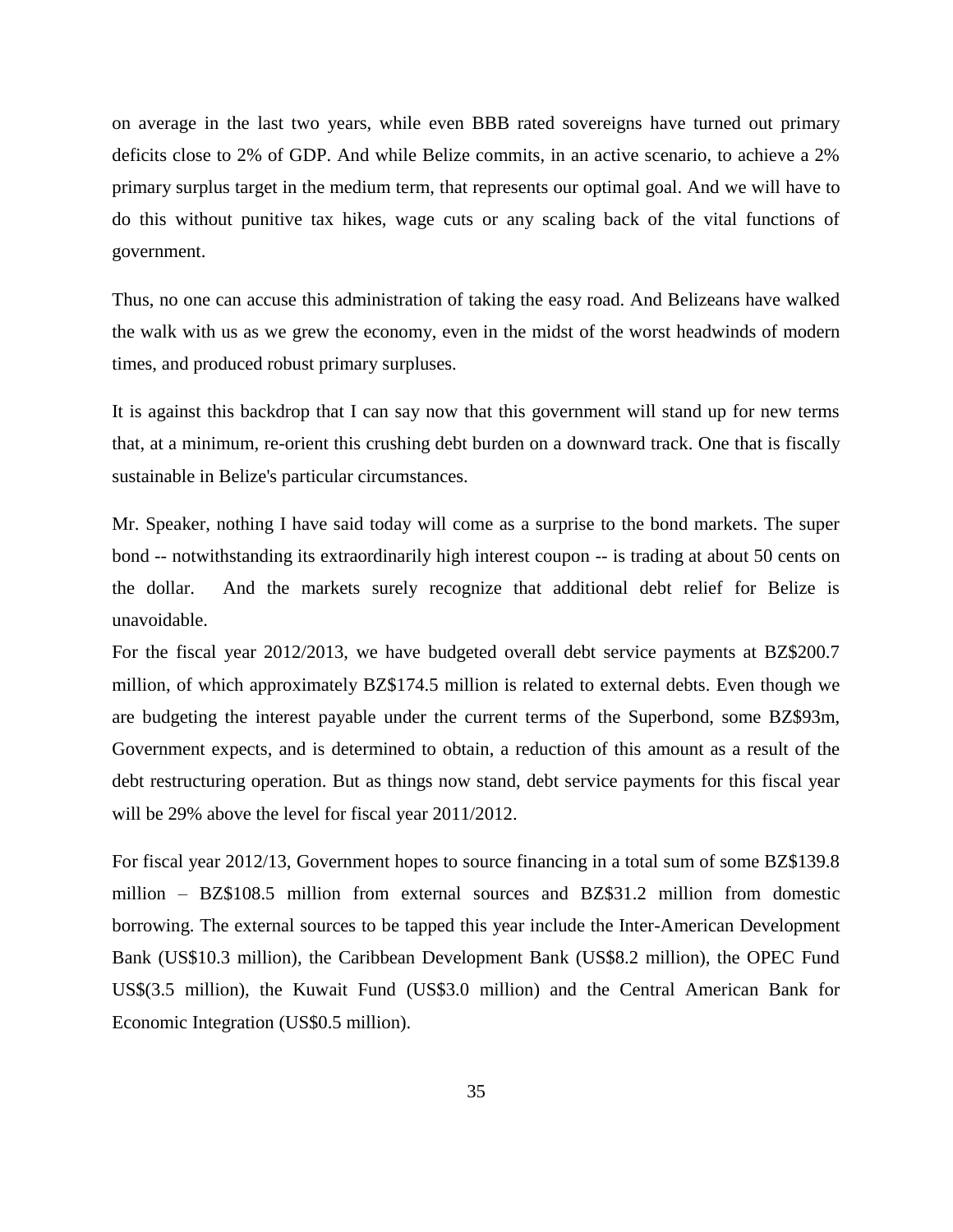on average in the last two years, while even BBB rated sovereigns have turned out primary deficits close to 2% of GDP. And while Belize commits, in an active scenario, to achieve a 2% primary surplus target in the medium term, that represents our optimal goal. And we will have to do this without punitive tax hikes, wage cuts or any scaling back of the vital functions of government.

Thus, no one can accuse this administration of taking the easy road. And Belizeans have walked the walk with us as we grew the economy, even in the midst of the worst headwinds of modern times, and produced robust primary surpluses.

It is against this backdrop that I can say now that this government will stand up for new terms that, at a minimum, re-orient this crushing debt burden on a downward track. One that is fiscally sustainable in Belize's particular circumstances.

Mr. Speaker, nothing I have said today will come as a surprise to the bond markets. The super bond -- notwithstanding its extraordinarily high interest coupon -- is trading at about 50 cents on the dollar. And the markets surely recognize that additional debt relief for Belize is unavoidable.

For the fiscal year 2012/2013, we have budgeted overall debt service payments at BZ$200.7 million, of which approximately BZ$174.5 million is related to external debts. Even though we are budgeting the interest payable under the current terms of the Superbond, some BZ$93m, Government expects, and is determined to obtain, a reduction of this amount as a result of the debt restructuring operation. But as things now stand, debt service payments for this fiscal year will be 29% above the level for fiscal year 2011/2012.

For fiscal year 2012/13, Government hopes to source financing in a total sum of some BZ$139.8 million – BZ$108.5 million from external sources and BZ$31.2 million from domestic borrowing. The external sources to be tapped this year include the Inter-American Development Bank (US$10.3 million), the Caribbean Development Bank (US$8.2 million), the OPEC Fund US$(3.5 million), the Kuwait Fund (US$3.0 million) and the Central American Bank for Economic Integration (US$0.5 million).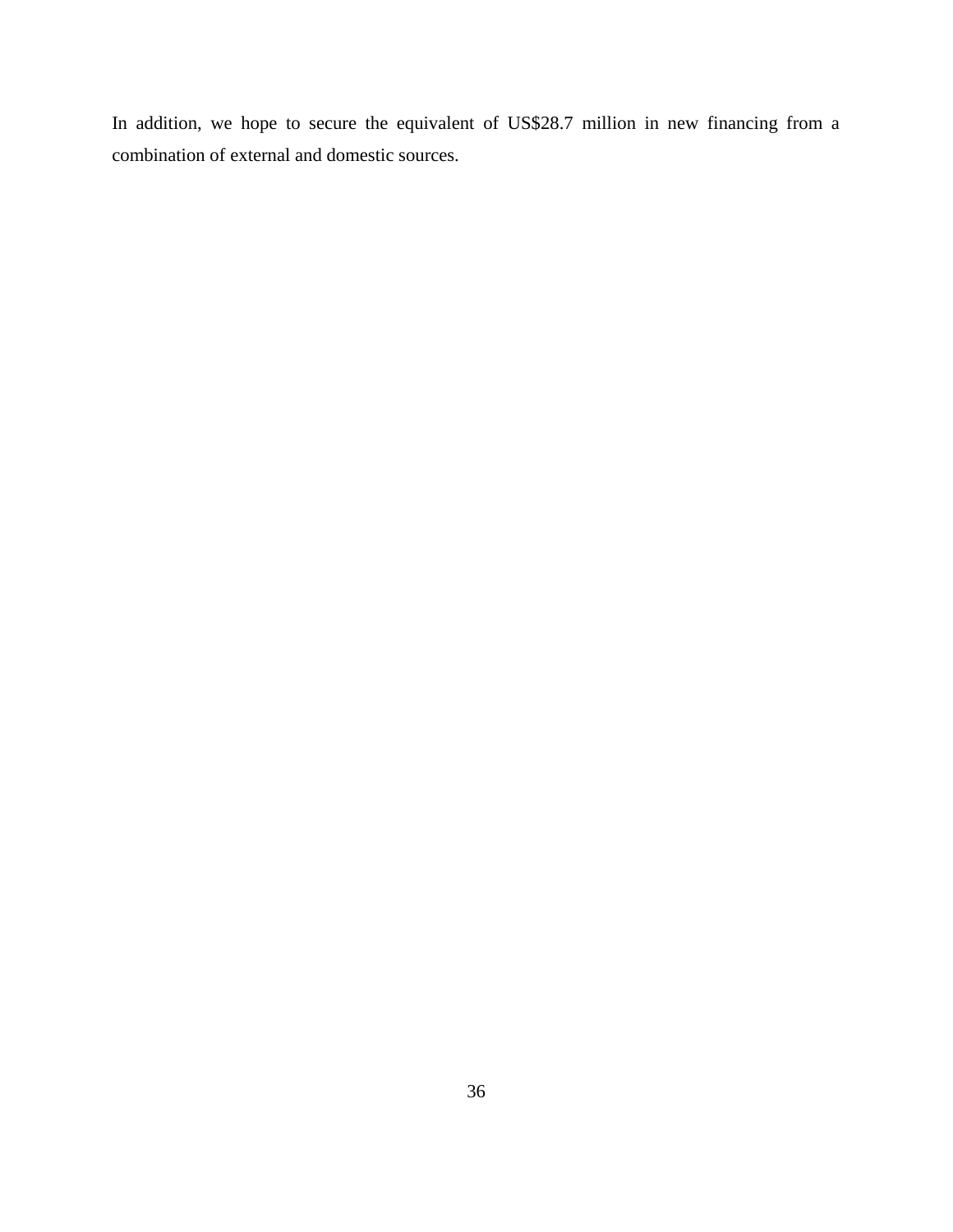In addition, we hope to secure the equivalent of US$28.7 million in new financing from a combination of external and domestic sources.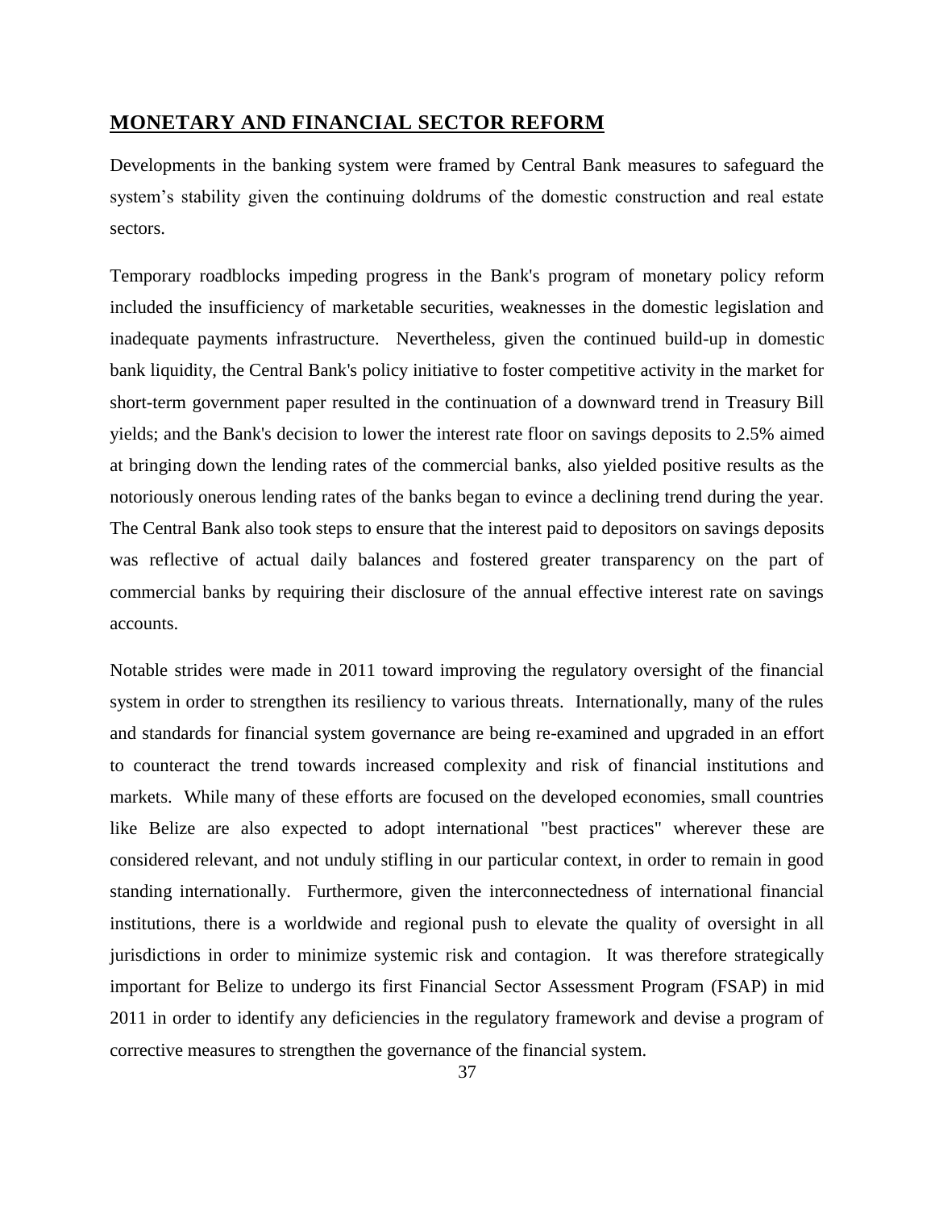## MONETARY AND FINANCIAL SECTOR REFORM

Developments in the banking system were framed by Central Bank measures to safeguard the system's stability given the continuing doldrums of the domestic construction and real estate sectors.

Temporary roadblocks impeding progress in the Bank's program of monetary policy reform included the insufficiency of marketable securities, weaknesses in the domestic legislation and inadequate payments infrastructure. Nevertheless, given the continued build-up in domestic bank liquidity, the Central Bank's policy initiative to foster competitive activity in the market for short-term government paper resulted in the continuation of a downward trend in Treasury Bill yields; and the Bank's decision to lower the interest rate floor on savings deposits to 2.5% aimed at bringing down the lending rates of the commercial banks, also yielded positive results as the notoriously onerous lending rates of the banks began to evince a declining trend during the year. The Central Bank also took steps to ensure that the interest paid to depositors on savings deposits was reflective of actual daily balances and fostered greater transparency on the part of commercial banks by requiring their disclosure of the annual effective interest rate on savings accounts.

Notable strides were made in 2011 toward improving the regulatory oversight of the financial system in order to strengthen its resiliency to various threats. Internationally, many of the rules and standards for financial system governance are being re-examined and upgraded in an effort to counteract the trend towards increased complexity and risk of financial institutions and markets. While many of these efforts are focused on the developed economies, small countries like Belize are also expected to adopt international "best practices" wherever these are considered relevant, and not unduly stifling in our particular context, in order to remain in good standing internationally. Furthermore, given the interconnectedness of international financial institutions, there is a worldwide and regional push to elevate the quality of oversight in all jurisdictions in order to minimize systemic risk and contagion. It was therefore strategically important for Belize to undergo its first Financial Sector Assessment Program (FSAP) in mid 2011 in order to identify any deficiencies in the regulatory framework and devise a program of corrective measures to strengthen the governance of the financial system.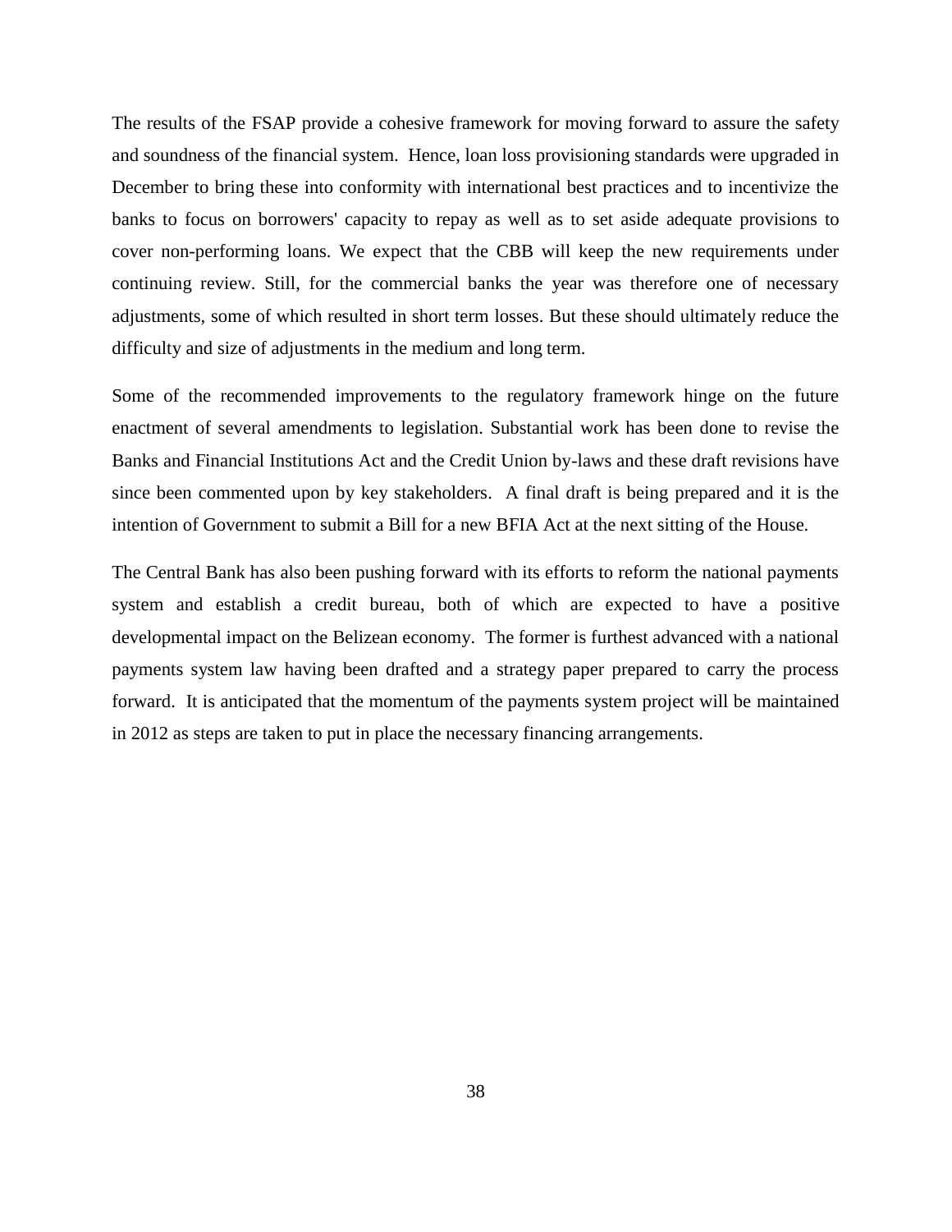The results of the FSAP provide a cohesive framework for moving forward to assure the safety and soundness of the financial system. Hence, loan loss provisioning standards were upgraded in December to bring these into conformity with international best practices and to incentivize the banks to focus on borrowers' capacity to repay as well as to set aside adequate provisions to cover non-performing loans. We expect that the CBB will keep the new requirements under continuing review. Still, for the commercial banks the year was therefore one of necessary adjustments, some of which resulted in short term losses. But these should ultimately reduce the difficulty and size of adjustments in the medium and long term.

Some of the recommended improvements to the regulatory framework hinge on the future enactment of several amendments to legislation. Substantial work has been done to revise the Banks and Financial Institutions Act and the Credit Union by-laws and these draft revisions have since been commented upon by key stakeholders. A final draft is being prepared and it is the intention of Government to submit a Bill for a new BFIA Act at the next sitting of the House.

The Central Bank has also been pushing forward with its efforts to reform the national payments system and establish a credit bureau, both of which are expected to have a positive developmental impact on the Belizean economy. The former is furthest advanced with a national payments system law having been drafted and a strategy paper prepared to carry the process forward. It is anticipated that the momentum of the payments system project will be maintained in 2012 as steps are taken to put in place the necessary financing arrangements.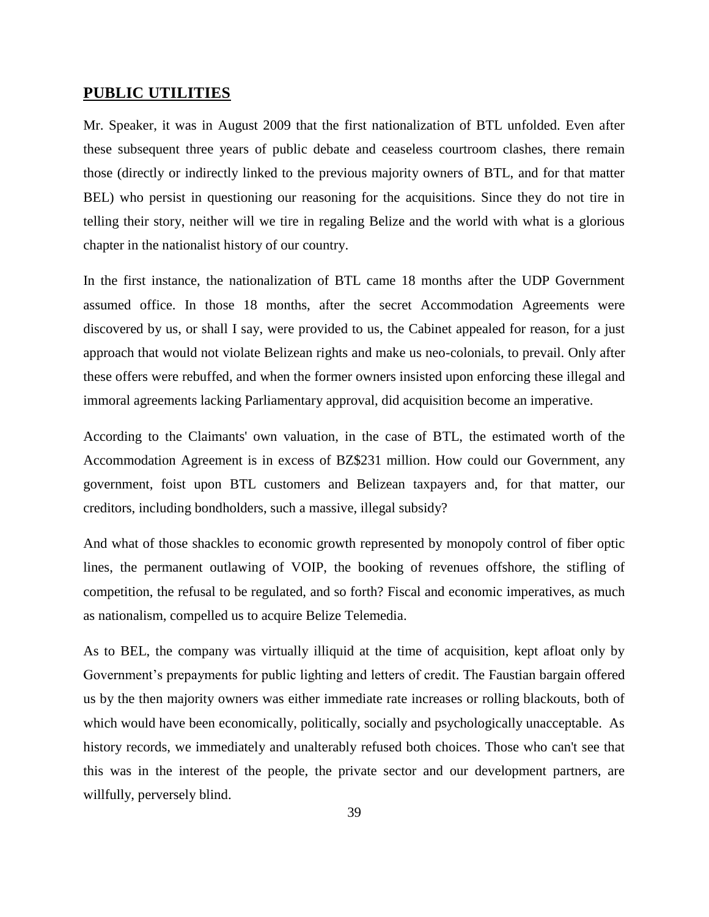## **PUBLIC UTILITIES**

Mr. Speaker, it was in August 2009 that the first nationalization of BTL unfolded. Even after these subsequent three years of public debate and ceaseless courtroom clashes, there remain those (directly or indirectly linked to the previous majority owners of BTL, and for that matter BEL) who persist in questioning our reasoning for the acquisitions. Since they do not tire in telling their story, neither will we tire in regaling Belize and the world with what is a glorious chapter in the nationalist history of our country.

In the first instance, the nationalization of BTL came 18 months after the UDP Government assumed office. In those 18 months, after the secret Accommodation Agreements were discovered by us, or shall I say, were provided to us, the Cabinet appealed for reason, for a just approach that would not violate Belizean rights and make us neo-colonials, to prevail. Only after these offers were rebuffed, and when the former owners insisted upon enforcing these illegal and immoral agreements lacking Parliamentary approval, did acquisition become an imperative.

According to the Claimants' own valuation, in the case of BTL, the estimated worth of the Accommodation Agreement is in excess of BZ$231 million. How could our Government, any government, foist upon BTL customers and Belizean taxpayers and, for that matter, our creditors, including bondholders, such a massive, illegal subsidy?

And what of those shackles to economic growth represented by monopoly control of fiber optic lines, the permanent outlawing of VOIP, the booking of revenues offshore, the stifling of competition, the refusal to be regulated, and so forth? Fiscal and economic imperatives, as much as nationalism, compelled us to acquire Belize Telemedia.

As to BEL, the company was virtually illiquid at the time of acquisition, kept afloat only by Government's prepayments for public lighting and letters of credit. The Faustian bargain offered us by the then majority owners was either immediate rate increases or rolling blackouts, both of which would have been economically, politically, socially and psychologically unacceptable. As history records, we immediately and unalterably refused both choices. Those who can't see that this was in the interest of the people, the private sector and our development partners, are willfully, perversely blind.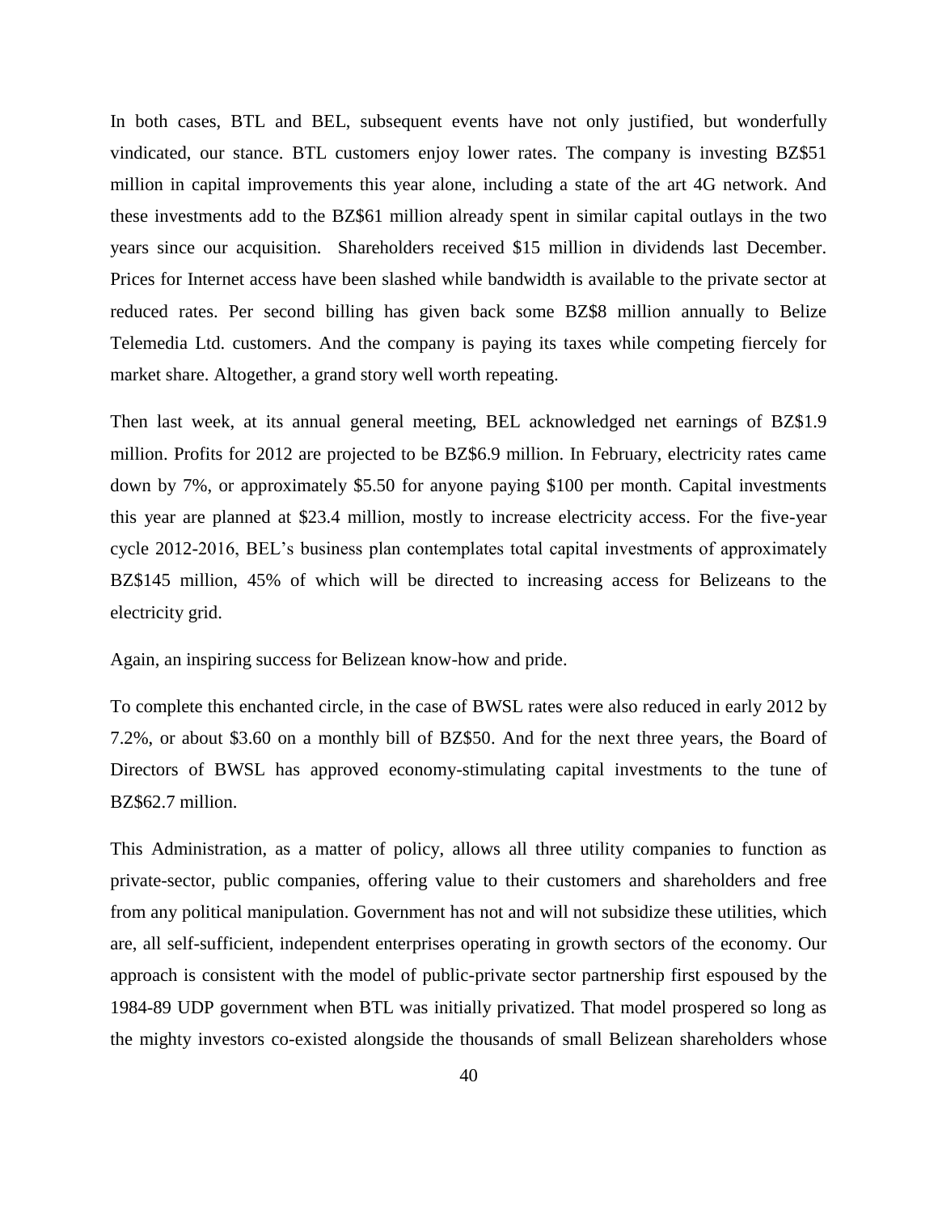In both cases, BTL and BEL, subsequent events have not only justified, but wonderfully vindicated, our stance. BTL customers enjoy lower rates. The company is investing BZ$51 million in capital improvements this year alone, including a state of the art 4G network. And these investments add to the BZ$61 million already spent in similar capital outlays in the two years since our acquisition. Shareholders received $15 million in dividends last December. Prices for Internet access have been slashed while bandwidth is available to the private sector at reduced rates. Per second billing has given back some BZ$8 million annually to Belize Telemedia Ltd. customers. And the company is paying its taxes while competing fiercely for market share. Altogether, a grand story well worth repeating.

Then last week, at its annual general meeting, BEL acknowledged net earnings of BZ$1.9 million. Profits for 2012 are projected to be BZ$6.9 million. In February, electricity rates came down by 7%, or approximately $5.50 for anyone paying $100 per month. Capital investments this year are planned at $23.4 million, mostly to increase electricity access. For the five-year cycle 2012-2016, BEL's business plan contemplates total capital investments of approximately BZ$145 million, 45% of which will be directed to increasing access for Belizeans to the electricity grid.

Again, an inspiring success for Belizean know-how and pride.

To complete this enchanted circle, in the case of BWSL rates were also reduced in early 2012 by 7.2%, or about $3.60 on a monthly bill of BZ$50. And for the next three years, the Board of Directors of BWSL has approved economy-stimulating capital investments to the tune of BZ$62.7 million.

This Administration, as a matter of policy, allows all three utility companies to function as private-sector, public companies, offering value to their customers and shareholders and free from any political manipulation. Government has not and will not subsidize these utilities, which are, all self-sufficient, independent enterprises operating in growth sectors of the economy. Our approach is consistent with the model of public-private sector partnership first espoused by the 1984-89 UDP government when BTL was initially privatized. That model prospered so long as the mighty investors co-existed alongside the thousands of small Belizean shareholders whose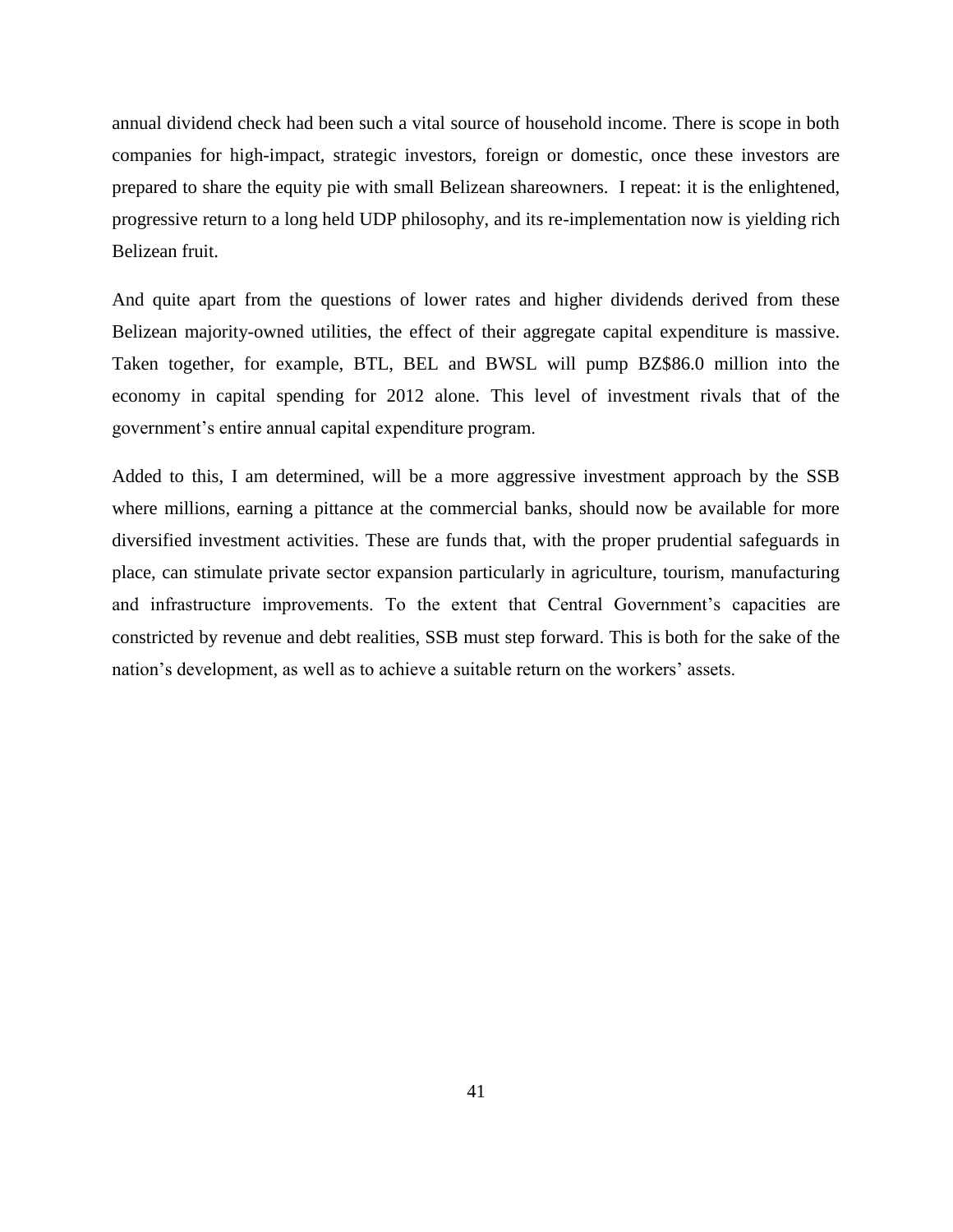annual dividend check had been such a vital source of household income. There is scope in both companies for high-impact, strategic investors, foreign or domestic, once these investors are prepared to share the equity pie with small Belizean shareowners. I repeat: it is the enlightened, progressive return to a long held UDP philosophy, and its re-implementation now is yielding rich Belizean fruit.

And quite apart from the questions of lower rates and higher dividends derived from these Belizean majority-owned utilities, the effect of their aggregate capital expenditure is massive. Taken together, for example, BTL, BEL and BWSL will pump BZ$86.0 million into the economy in capital spending for 2012 alone. This level of investment rivals that of the government's entire annual capital expenditure program.

Added to this, I am determined, will be a more aggressive investment approach by the SSB where millions, earning a pittance at the commercial banks, should now be available for more diversified investment activities. These are funds that, with the proper prudential safeguards in place, can stimulate private sector expansion particularly in agriculture, tourism, manufacturing and infrastructure improvements. To the extent that Central Government's capacities are constricted by revenue and debt realities, SSB must step forward. This is both for the sake of the nation's development, as well as to achieve a suitable return on the workers' assets.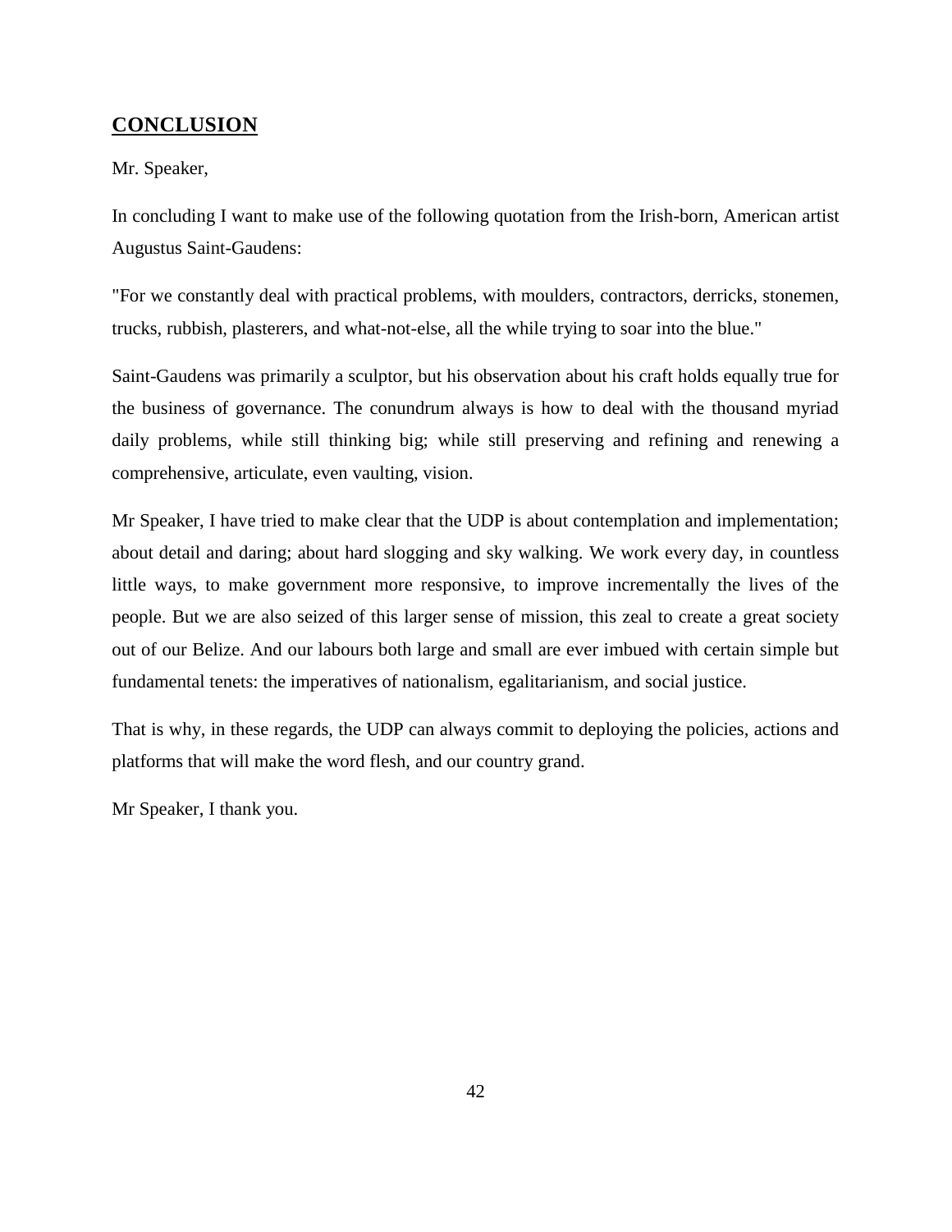## **CONCLUSION**

Mr. Speaker,

In concluding I want to make use of the following quotation from the Irish-born, American artist Augustus Saint-Gaudens:

"For we constantly deal with practical problems, with moulders, contractors, derricks, stonemen, trucks, rubbish, plasterers, and what-not-else, all the while trying to soar into the blue."

Saint-Gaudens was primarily a sculptor, but his observation about his craft holds equally true for the business of governance. The conundrum always is how to deal with the thousand myriad daily problems, while still thinking big; while still preserving and refining and renewing a comprehensive, articulate, even vaulting, vision.

Mr Speaker, I have tried to make clear that the UDP is about contemplation and implementation; about detail and daring; about hard slogging and sky walking. We work every day, in countless little ways, to make government more responsive, to improve incrementally the lives of the people. But we are also seized of this larger sense of mission, this zeal to create a great society out of our Belize. And our labours both large and small are ever imbued with certain simple but fundamental tenets: the imperatives of nationalism, egalitarianism, and social justice.

That is why, in these regards, the UDP can always commit to deploying the policies, actions and platforms that will make the word flesh, and our country grand.

Mr Speaker, I thank you.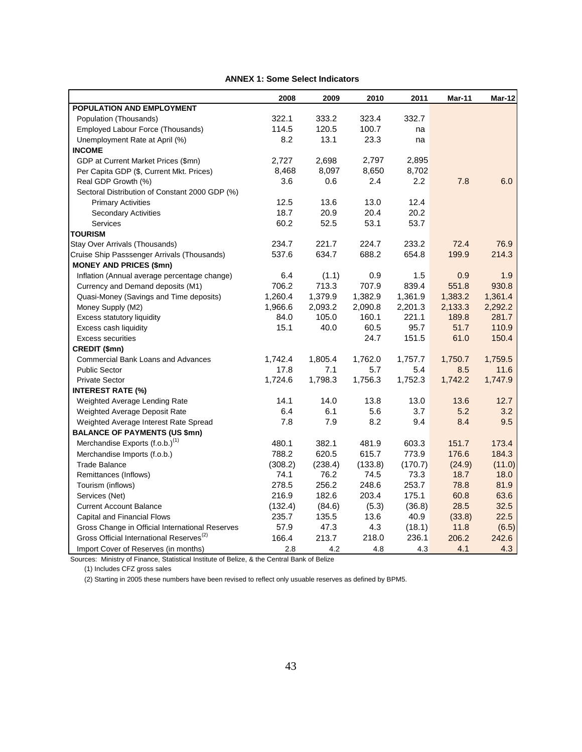**ANNEX 1: Some Select Indicators**

| | 2008 | 2009 | 2010 | 2011 | Mar-11 | Mar-12 |
|---|---|---|---|---|---|---|
| **POPULATION AND EMPLOYMENT** | | | | | | |
| Population (Thousands) | 322.1 | 333.2 | 323.4 | 332.7 | | |
| Employed Labour Force (Thousands) | 114.5 | 120.5 | 100.7 | na | | |
| Unemployment Rate at April (%) | 8.2 | 13.1 | 23.3 | na | | |
| **INCOME** | | | | | | |
| GDP at Current Market Prices ($mn) | 2,727 | 2,698 | 2,797 | 2,895 | | |
| Per Capita GDP ($, Current Mkt. Prices) | 8,468 | 8,097 | 8,650 | 8,702 | | |
| Real GDP Growth (%) | 3.6 | 0.6 | 2.4 | 2.2 | 7.8 | 6.0 |
| Sectoral Distribution of Constant 2000 GDP (%) | | | | | | |
| Primary Activities | 12.5 | 13.6 | 13.0 | 12.4 | | |
| Secondary Activities | 18.7 | 20.9 | 20.4 | 20.2 | | |
| Services | 60.2 | 52.5 | 53.1 | 53.7 | | |
| **TOURISM** | | | | | | |
| Stay Over Arrivals (Thousands) | 234.7 | 221.7 | 224.7 | 233.2 | 72.4 | 76.9 |
| Cruise Ship Passsenger Arrivals (Thousands) | 537.6 | 634.7 | 688.2 | 654.8 | 199.9 | 214.3 |
| **MONEY AND PRICES ($mn)** | | | | | | |
| Inflation (Annual average percentage change) | 6.4 | (1.1) | 0.9 | 1.5 | 0.9 | 1.9 |
| Currency and Demand deposits (M1) | 706.2 | 713.3 | 707.9 | 839.4 | 551.8 | 930.8 |
| Quasi-Money (Savings and Time deposits) | 1,260.4 | 1,379.9 | 1,382.9 | 1,361.9 | 1,383.2 | 1,361.4 |
| Money Supply (M2) | 1,966.6 | 2,093.2 | 2,090.8 | 2,201.3 | 2,133.3 | 2,292.2 |
| Excess statutory liquidity | 84.0 | 105.0 | 160.1 | 221.1 | 189.8 | 281.7 |
| Excess cash liquidity | 15.1 | 40.0 | 60.5 | 95.7 | 51.7 | 110.9 |
| Excess securities | | | 24.7 | 151.5 | 61.0 | 150.4 |
| **CREDIT ($mn)** | | | | | | |
| Commercial Bank Loans and Advances | 1,742.4 | 1,805.4 | 1,762.0 | 1,757.7 | 1,750.7 | 1,759.5 |
| Public Sector | 17.8 | 7.1 | 5.7 | 5.4 | 8.5 | 11.6 |
| Private Sector | 1,724.6 | 1,798.3 | 1,756.3 | 1,752.3 | 1,742.2 | 1,747.9 |
| **INTEREST RATE (%)** | | | | | | |
| Weighted Average Lending Rate | 14.1 | 14.0 | 13.8 | 13.0 | 13.6 | 12.7 |
| Weighted Average Deposit Rate | 6.4 | 6.1 | 5.6 | 3.7 | 5.2 | 3.2 |
| Weighted Average Interest Rate Spread | 7.8 | 7.9 | 8.2 | 9.4 | 8.4 | 9.5 |
| **BALANCE OF PAYMENTS (US $mn)** | | | | | | |
| Merchandise Exports (f.o.b.)(1) | 480.1 | 382.1 | 481.9 | 603.3 | 151.7 | 173.4 |
| Merchandise Imports (f.o.b.) | 788.2 | 620.5 | 615.7 | 773.9 | 176.6 | 184.3 |
| Trade Balance | (308.2) | (238.4) | (133.8) | (170.7) | (24.9) | (11.0) |
| Remittances (Inflows) | 74.1 | 76.2 | 74.5 | 73.3 | 18.7 | 18.0 |
| Tourism (inflows) | 278.5 | 256.2 | 248.6 | 253.7 | 78.8 | 81.9 |
| Services (Net) | 216.9 | 182.6 | 203.4 | 175.1 | 60.8 | 63.6 |
| Current Account Balance | (132.4) | (84.6) | (5.3) | (36.8) | 28.5 | 32.5 |
| Capital and Financial Flows | 235.7 | 135.5 | 13.6 | 40.9 | (33.8) | 22.5 |
| Gross Change in Official International Reserves | 57.9 | 47.3 | 4.3 | (18.1) | 11.8 | (6.5) |
| Gross Official International Reserves(2) | 166.4 | 213.7 | 218.0 | 236.1 | 206.2 | 242.6 |
| Import Cover of Reserves (in months) | 2.8 | 4.2 | 4.8 | 4.3 | 4.1 | 4.3 |

Sources: Ministry of Finance, Statistical Institute of Belize, & the Central Bank of Belize

(1) Includes CFZ gross sales

(2) Starting in 2005 these numbers have been revised to reflect only usuable reserves as defined by BPM5.